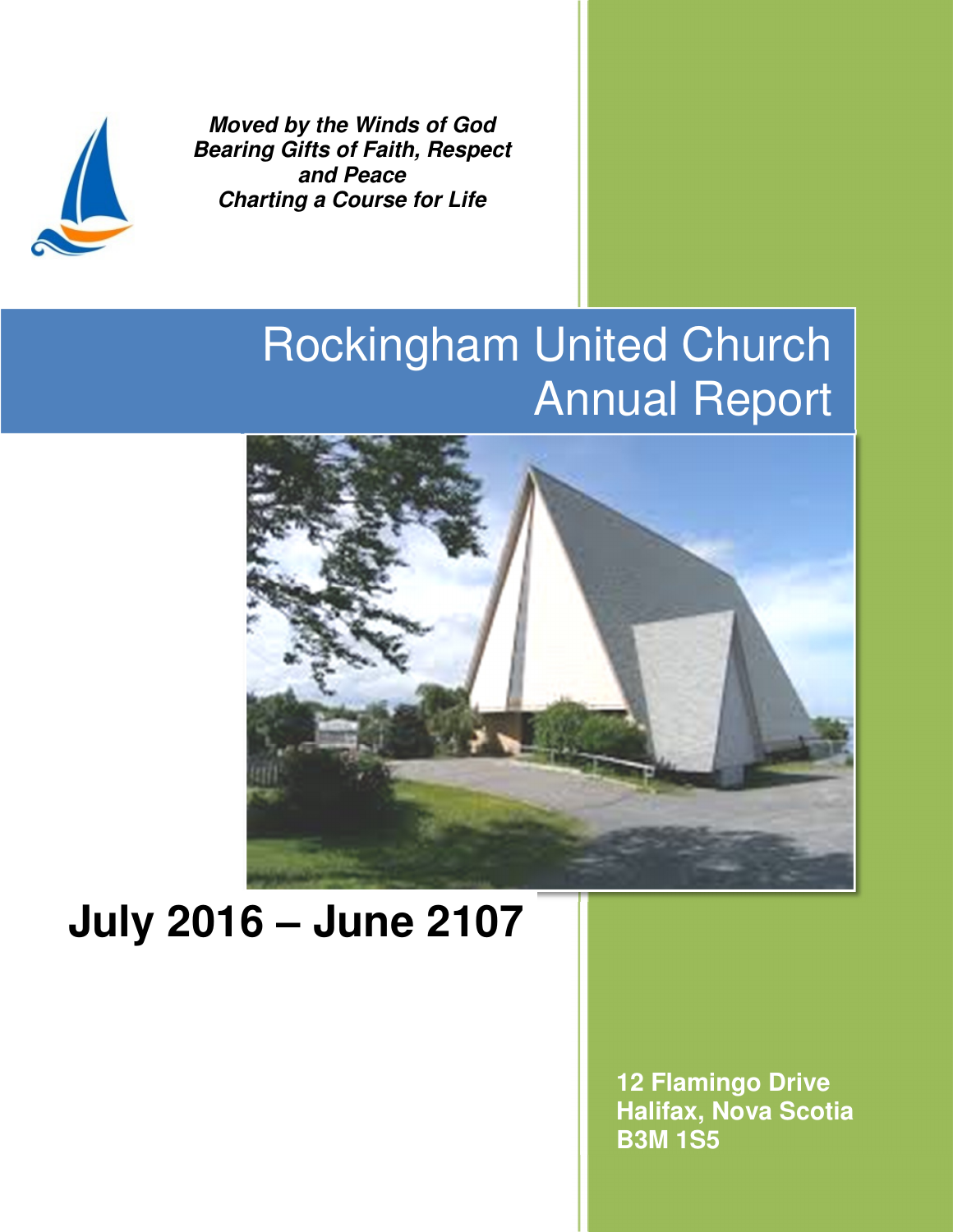***Moved by the Winds of God***
***Bearing Gifts of Faith, Respect and Peace***
***Charting a Course for Life***

# Rockingham United Church Annual Report

# July 2016 – June 2107

**12 Flamingo Drive**
**Halifax, Nova Scotia**
**B3M 1S5**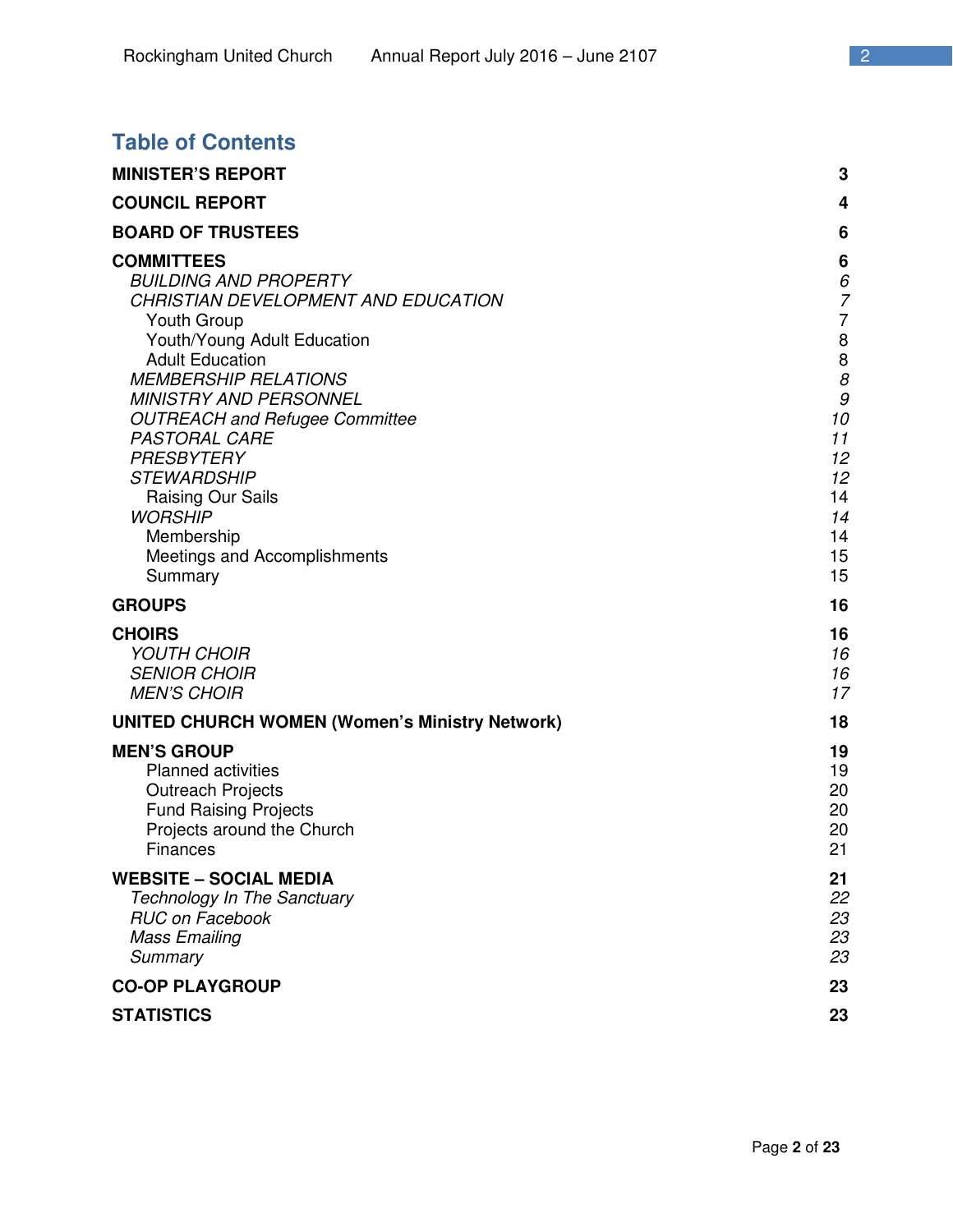## Table of Contents

**MINISTER'S REPORT** 3

**COUNCIL REPORT** 4

**BOARD OF TRUSTEES** 6

**COMMITTEES** 6

- *BUILDING AND PROPERTY* 6
- *CHRISTIAN DEVELOPMENT AND EDUCATION* 7
  - Youth Group 7
  - Youth/Young Adult Education 8
  - Adult Education 8
- *MEMBERSHIP RELATIONS* 8
- *MINISTRY AND PERSONNEL* 9
- *OUTREACH and Refugee Committee* 10
- *PASTORAL CARE* 11
- *PRESBYTERY* 12
- *STEWARDSHIP* 12
  - Raising Our Sails 14
- *WORSHIP* 14
  - Membership 14
  - Meetings and Accomplishments 15
  - Summary 15

**GROUPS** 16

**CHOIRS** 16

- *YOUTH CHOIR* 16
- *SENIOR CHOIR* 16
- *MEN'S CHOIR* 17

**UNITED CHURCH WOMEN (Women's Ministry Network)** 18

**MEN'S GROUP** 19

- Planned activities 19
- Outreach Projects 20
- Fund Raising Projects 20
- Projects around the Church 20
- Finances 21

**WEBSITE – SOCIAL MEDIA** 21

- *Technology In The Sanctuary* 22
- *RUC on Facebook* 23
- *Mass Emailing* 23
- *Summary* 23

**CO-OP PLAYGROUP** 23

**STATISTICS** 23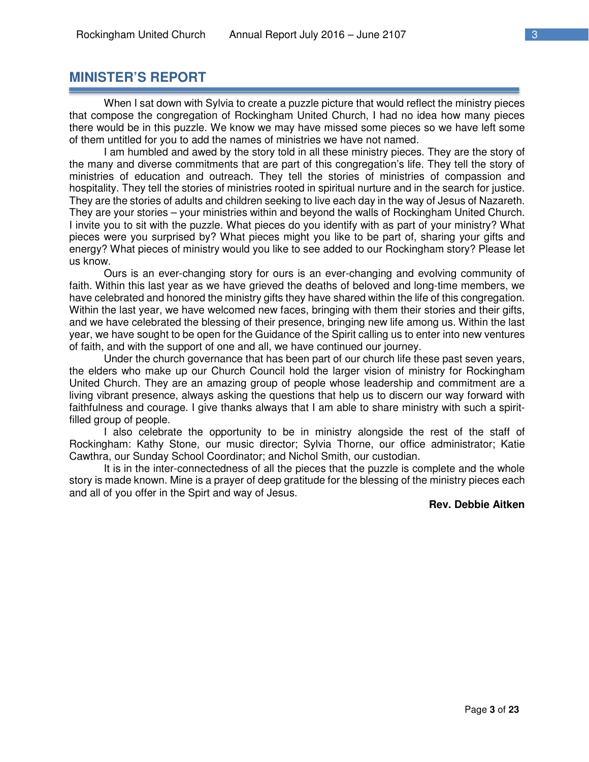# MINISTER'S REPORT

When I sat down with Sylvia to create a puzzle picture that would reflect the ministry pieces that compose the congregation of Rockingham United Church, I had no idea how many pieces there would be in this puzzle. We know we may have missed some pieces so we have left some of them untitled for you to add the names of ministries we have not named.

I am humbled and awed by the story told in all these ministry pieces. They are the story of the many and diverse commitments that are part of this congregation's life. They tell the story of ministries of education and outreach. They tell the stories of ministries of compassion and hospitality. They tell the stories of ministries rooted in spiritual nurture and in the search for justice. They are the stories of adults and children seeking to live each day in the way of Jesus of Nazareth. They are your stories – your ministries within and beyond the walls of Rockingham United Church. I invite you to sit with the puzzle. What pieces do you identify with as part of your ministry? What pieces were you surprised by? What pieces might you like to be part of, sharing your gifts and energy? What pieces of ministry would you like to see added to our Rockingham story? Please let us know.

Ours is an ever-changing story for ours is an ever-changing and evolving community of faith. Within this last year as we have grieved the deaths of beloved and long-time members, we have celebrated and honored the ministry gifts they have shared within the life of this congregation. Within the last year, we have welcomed new faces, bringing with them their stories and their gifts, and we have celebrated the blessing of their presence, bringing new life among us. Within the last year, we have sought to be open for the Guidance of the Spirit calling us to enter into new ventures of faith, and with the support of one and all, we have continued our journey.

Under the church governance that has been part of our church life these past seven years, the elders who make up our Church Council hold the larger vision of ministry for Rockingham United Church. They are an amazing group of people whose leadership and commitment are a living vibrant presence, always asking the questions that help us to discern our way forward with faithfulness and courage. I give thanks always that I am able to share ministry with such a spirit-filled group of people.

I also celebrate the opportunity to be in ministry alongside the rest of the staff of Rockingham: Kathy Stone, our music director; Sylvia Thorne, our office administrator; Katie Cawthra, our Sunday School Coordinator; and Nichol Smith, our custodian.

It is in the inter-connectedness of all the pieces that the puzzle is complete and the whole story is made known. Mine is a prayer of deep gratitude for the blessing of the ministry pieces each and all of you offer in the Spirt and way of Jesus.

**Rev. Debbie Aitken**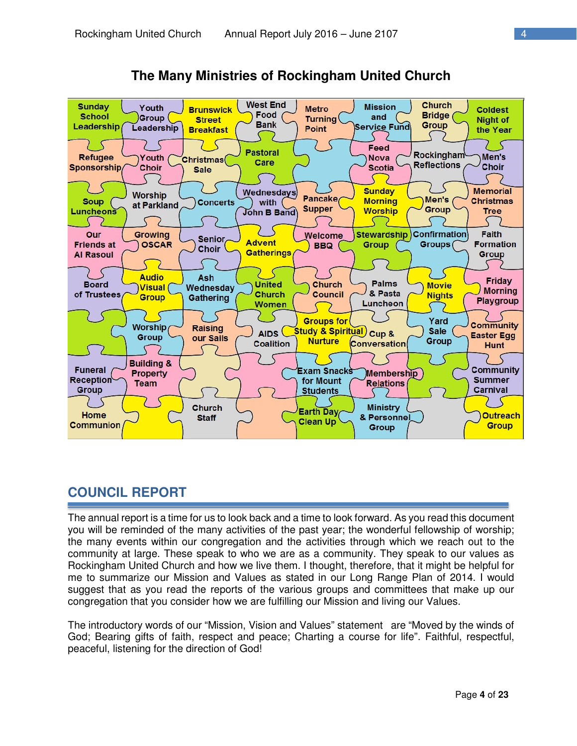# The Many Ministries of Rockingham United Church

| | | | | | | | |
|---|---|---|---|---|---|---|---|
| Sunday School Leadership | Youth Group Leadership | Brunswick Street Breakfast | West End Food Bank | Metro Turning Point | Mission and Service Fund | Church Bridge Group | Coldest Night of the Year |
| Refugee Sponsorship | Youth Choir | Christmas Sale | Pastoral Care | | Feed Nova Scotia | Rockingham Reflections | Men's Choir |
| Soup Luncheons | Worship at Parkland | Concerts | Wednesdays with John B Band | Pancake Supper | Sunday Morning Worship | Men's Group | Memorial Christmas Tree |
| Our Friends at Al Rasoul | Growing OSCAR | Senior Choir | Advent Gatherings | Welcome BBQ | Stewardship Group | Confirmation Groups | Faith Formation Group |
| Board of Trustees | Audio Visual Group | Ash Wednesday Gathering | United Church Women | Church Council | Palms & Pasta Luncheon | Movie Nights | Friday Morning Playgroup |
| | Worship Group | Raising our Sails | AIDS Coalition | Groups for Study & Spiritual Nurture | Cup & Conversation | Yard Sale Group | Community Easter Egg Hunt |
| Funeral Reception Group | Building & Property Team | | | Exam Snacks for Mount Students | Membership Relations | | Community Summer Carnival |
| Home Communion | | Church Staff | | Earth Day Clean Up | Ministry & Personnel Group | | Outreach Group |

## COUNCIL REPORT

The annual report is a time for us to look back and a time to look forward. As you read this document you will be reminded of the many activities of the past year; the wonderful fellowship of worship; the many events within our congregation and the activities through which we reach out to the community at large. These speak to who we are as a community. They speak to our values as Rockingham United Church and how we live them. I thought, therefore, that it might be helpful for me to summarize our Mission and Values as stated in our Long Range Plan of 2014. I would suggest that as you read the reports of the various groups and committees that make up our congregation that you consider how we are fulfilling our Mission and living our Values.

The introductory words of our "Mission, Vision and Values" statement are "Moved by the winds of God; Bearing gifts of faith, respect and peace; Charting a course for life". Faithful, respectful, peaceful, listening for the direction of God!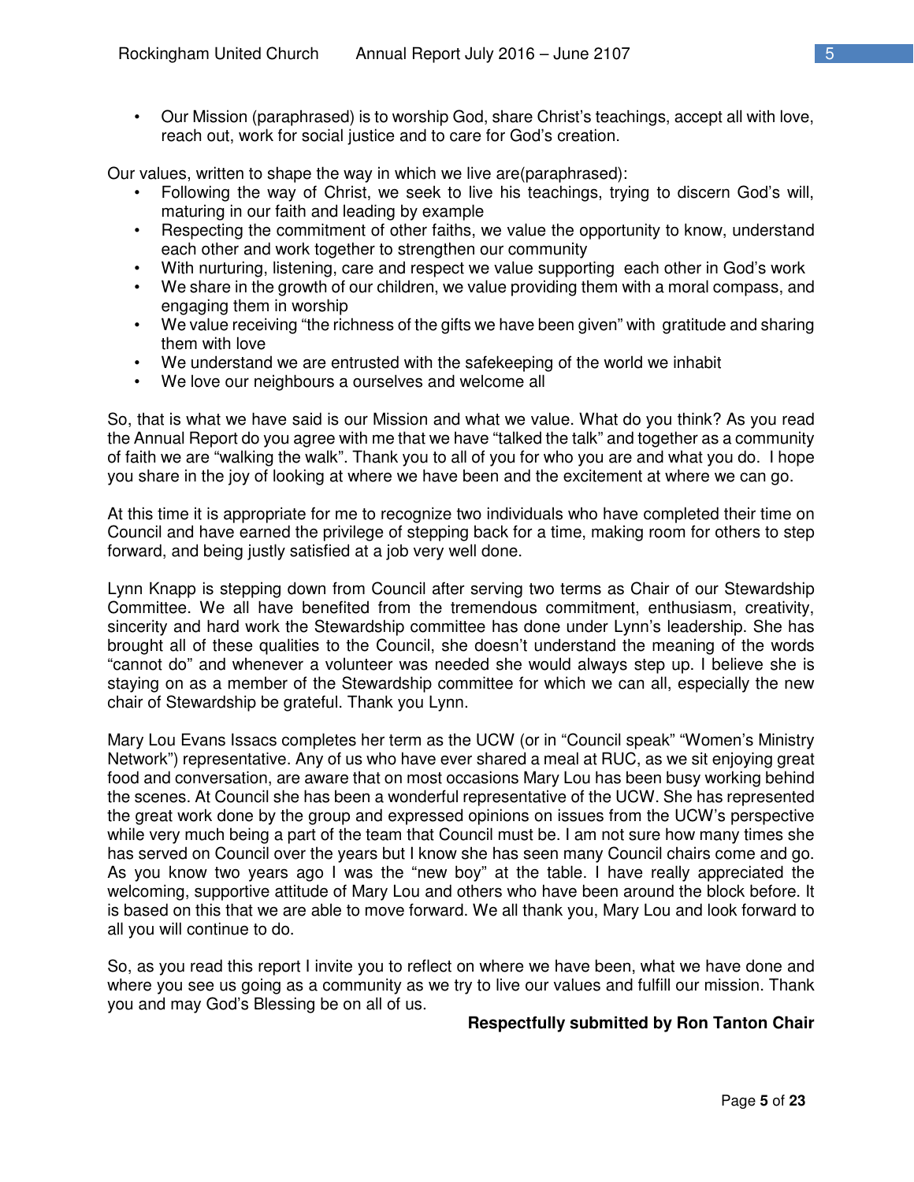- Our Mission (paraphrased) is to worship God, share Christ's teachings, accept all with love, reach out, work for social justice and to care for God's creation.

Our values, written to shape the way in which we live are(paraphrased):

- Following the way of Christ, we seek to live his teachings, trying to discern God's will, maturing in our faith and leading by example
- Respecting the commitment of other faiths, we value the opportunity to know, understand each other and work together to strengthen our community
- With nurturing, listening, care and respect we value supporting each other in God's work
- We share in the growth of our children, we value providing them with a moral compass, and engaging them in worship
- We value receiving "the richness of the gifts we have been given" with gratitude and sharing them with love
- We understand we are entrusted with the safekeeping of the world we inhabit
- We love our neighbours a ourselves and welcome all

So, that is what we have said is our Mission and what we value. What do you think? As you read the Annual Report do you agree with me that we have "talked the talk" and together as a community of faith we are "walking the walk". Thank you to all of you for who you are and what you do. I hope you share in the joy of looking at where we have been and the excitement at where we can go.

At this time it is appropriate for me to recognize two individuals who have completed their time on Council and have earned the privilege of stepping back for a time, making room for others to step forward, and being justly satisfied at a job very well done.

Lynn Knapp is stepping down from Council after serving two terms as Chair of our Stewardship Committee. We all have benefited from the tremendous commitment, enthusiasm, creativity, sincerity and hard work the Stewardship committee has done under Lynn's leadership. She has brought all of these qualities to the Council, she doesn't understand the meaning of the words "cannot do" and whenever a volunteer was needed she would always step up. I believe she is staying on as a member of the Stewardship committee for which we can all, especially the new chair of Stewardship be grateful. Thank you Lynn.

Mary Lou Evans Issacs completes her term as the UCW (or in "Council speak" "Women's Ministry Network") representative. Any of us who have ever shared a meal at RUC, as we sit enjoying great food and conversation, are aware that on most occasions Mary Lou has been busy working behind the scenes. At Council she has been a wonderful representative of the UCW. She has represented the great work done by the group and expressed opinions on issues from the UCW's perspective while very much being a part of the team that Council must be. I am not sure how many times she has served on Council over the years but I know she has seen many Council chairs come and go. As you know two years ago I was the "new boy" at the table. I have really appreciated the welcoming, supportive attitude of Mary Lou and others who have been around the block before. It is based on this that we are able to move forward. We all thank you, Mary Lou and look forward to all you will continue to do.

So, as you read this report I invite you to reflect on where we have been, what we have done and where you see us going as a community as we try to live our values and fulfill our mission. Thank you and may God's Blessing be on all of us.

**Respectfully submitted by Ron Tanton Chair**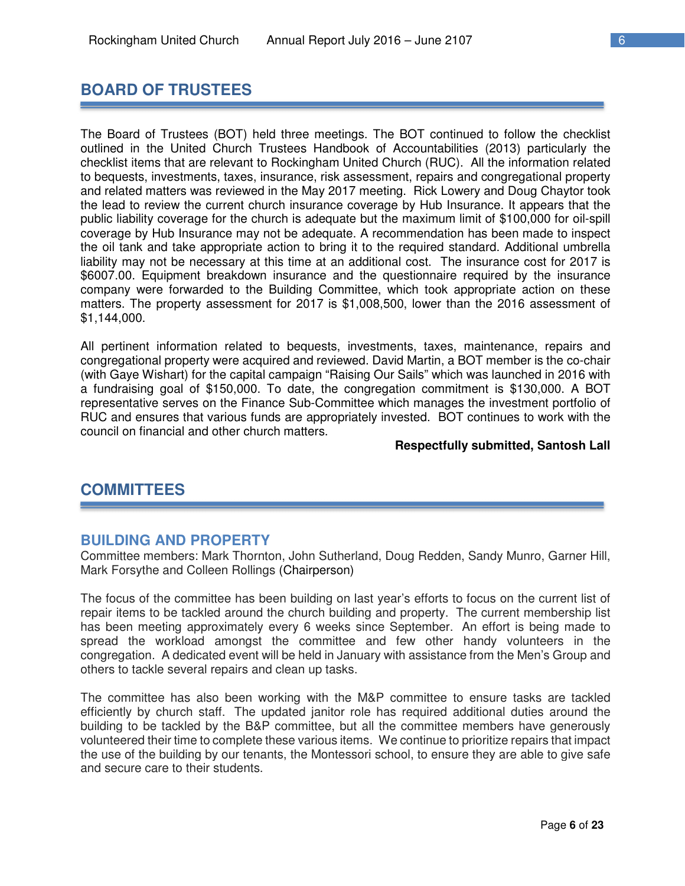## BOARD OF TRUSTEES

The Board of Trustees (BOT) held three meetings. The BOT continued to follow the checklist outlined in the United Church Trustees Handbook of Accountabilities (2013) particularly the checklist items that are relevant to Rockingham United Church (RUC). All the information related to bequests, investments, taxes, insurance, risk assessment, repairs and congregational property and related matters was reviewed in the May 2017 meeting. Rick Lowery and Doug Chaytor took the lead to review the current church insurance coverage by Hub Insurance. It appears that the public liability coverage for the church is adequate but the maximum limit of $100,000 for oil-spill coverage by Hub Insurance may not be adequate. A recommendation has been made to inspect the oil tank and take appropriate action to bring it to the required standard. Additional umbrella liability may not be necessary at this time at an additional cost. The insurance cost for 2017 is $6007.00. Equipment breakdown insurance and the questionnaire required by the insurance company were forwarded to the Building Committee, which took appropriate action on these matters. The property assessment for 2017 is $1,008,500, lower than the 2016 assessment of $1,144,000.

All pertinent information related to bequests, investments, taxes, maintenance, repairs and congregational property were acquired and reviewed. David Martin, a BOT member is the co-chair (with Gaye Wishart) for the capital campaign "Raising Our Sails" which was launched in 2016 with a fundraising goal of $150,000. To date, the congregation commitment is $130,000. A BOT representative serves on the Finance Sub-Committee which manages the investment portfolio of RUC and ensures that various funds are appropriately invested. BOT continues to work with the council on financial and other church matters.

**Respectfully submitted, Santosh Lall**

## COMMITTEES

### BUILDING AND PROPERTY

Committee members: Mark Thornton, John Sutherland, Doug Redden, Sandy Munro, Garner Hill, Mark Forsythe and Colleen Rollings (Chairperson)

The focus of the committee has been building on last year's efforts to focus on the current list of repair items to be tackled around the church building and property. The current membership list has been meeting approximately every 6 weeks since September. An effort is being made to spread the workload amongst the committee and few other handy volunteers in the congregation. A dedicated event will be held in January with assistance from the Men's Group and others to tackle several repairs and clean up tasks.

The committee has also been working with the M&P committee to ensure tasks are tackled efficiently by church staff. The updated janitor role has required additional duties around the building to be tackled by the B&P committee, but all the committee members have generously volunteered their time to complete these various items. We continue to prioritize repairs that impact the use of the building by our tenants, the Montessori school, to ensure they are able to give safe and secure care to their students.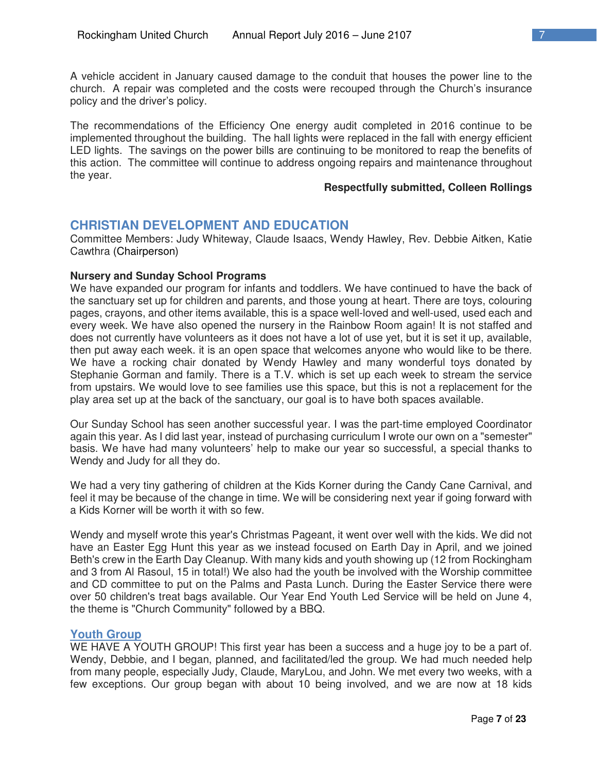A vehicle accident in January caused damage to the conduit that houses the power line to the church. A repair was completed and the costs were recouped through the Church's insurance policy and the driver's policy.

The recommendations of the Efficiency One energy audit completed in 2016 continue to be implemented throughout the building. The hall lights were replaced in the fall with energy efficient LED lights. The savings on the power bills are continuing to be monitored to reap the benefits of this action. The committee will continue to address ongoing repairs and maintenance throughout the year.

**Respectfully submitted, Colleen Rollings**

## CHRISTIAN DEVELOPMENT AND EDUCATION

Committee Members: Judy Whiteway, Claude Isaacs, Wendy Hawley, Rev. Debbie Aitken, Katie Cawthra (Chairperson)

**Nursery and Sunday School Programs**

We have expanded our program for infants and toddlers. We have continued to have the back of the sanctuary set up for children and parents, and those young at heart. There are toys, colouring pages, crayons, and other items available, this is a space well-loved and well-used, used each and every week. We have also opened the nursery in the Rainbow Room again! It is not staffed and does not currently have volunteers as it does not have a lot of use yet, but it is set it up, available, then put away each week. it is an open space that welcomes anyone who would like to be there. We have a rocking chair donated by Wendy Hawley and many wonderful toys donated by Stephanie Gorman and family. There is a T.V. which is set up each week to stream the service from upstairs. We would love to see families use this space, but this is not a replacement for the play area set up at the back of the sanctuary, our goal is to have both spaces available.

Our Sunday School has seen another successful year. I was the part-time employed Coordinator again this year. As I did last year, instead of purchasing curriculum I wrote our own on a "semester" basis. We have had many volunteers' help to make our year so successful, a special thanks to Wendy and Judy for all they do.

We had a very tiny gathering of children at the Kids Korner during the Candy Cane Carnival, and feel it may be because of the change in time. We will be considering next year if going forward with a Kids Korner will be worth it with so few.

Wendy and myself wrote this year's Christmas Pageant, it went over well with the kids. We did not have an Easter Egg Hunt this year as we instead focused on Earth Day in April, and we joined Beth's crew in the Earth Day Cleanup. With many kids and youth showing up (12 from Rockingham and 3 from Al Rasoul, 15 in total!) We also had the youth be involved with the Worship committee and CD committee to put on the Palms and Pasta Lunch. During the Easter Service there were over 50 children's treat bags available. Our Year End Youth Led Service will be held on June 4, the theme is "Church Community" followed by a BBQ.

### Youth Group

WE HAVE A YOUTH GROUP! This first year has been a success and a huge joy to be a part of. Wendy, Debbie, and I began, planned, and facilitated/led the group. We had much needed help from many people, especially Judy, Claude, MaryLou, and John. We met every two weeks, with a few exceptions. Our group began with about 10 being involved, and we are now at 18 kids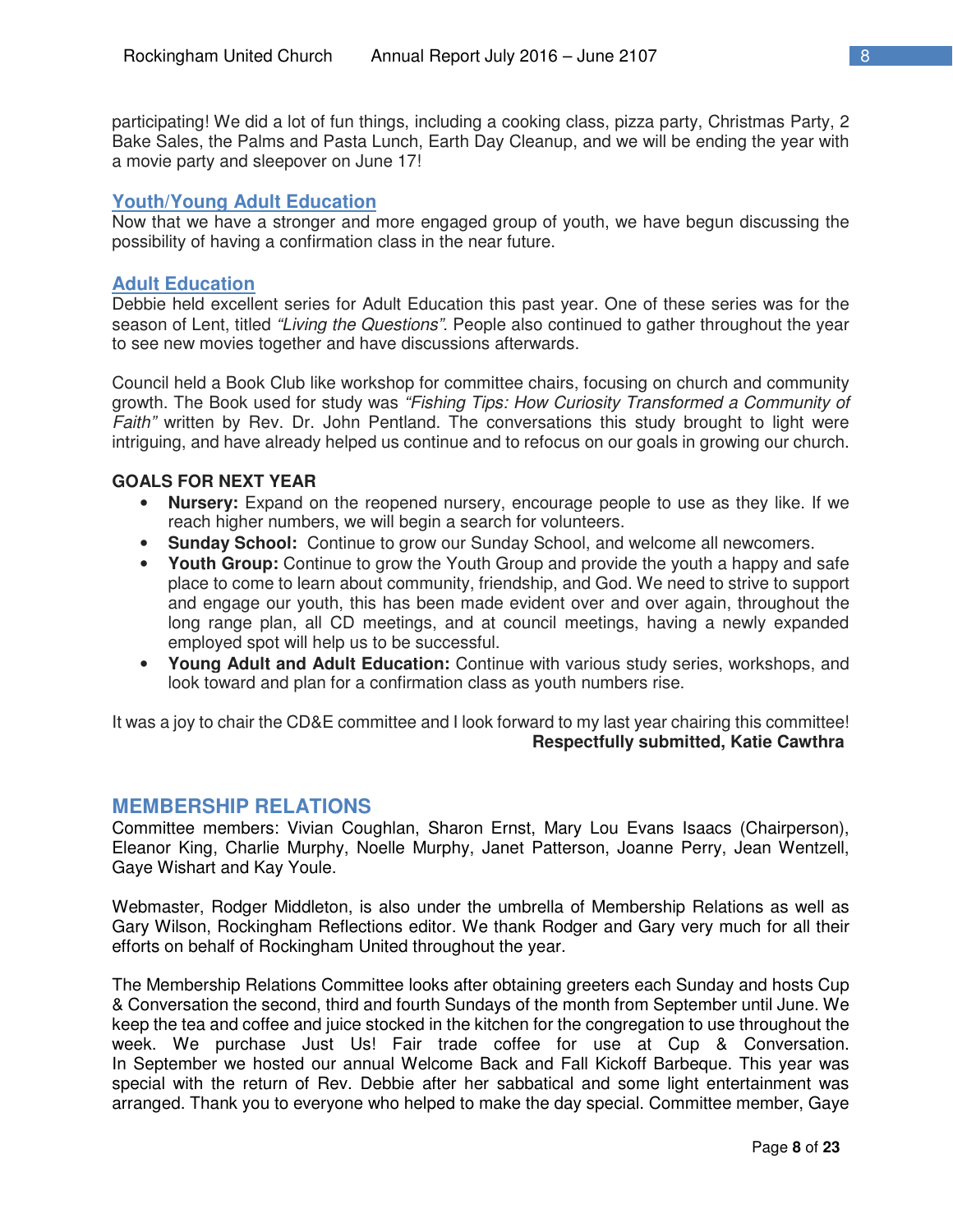participating! We did a lot of fun things, including a cooking class, pizza party, Christmas Party, 2 Bake Sales, the Palms and Pasta Lunch, Earth Day Cleanup, and we will be ending the year with a movie party and sleepover on June 17!

### Youth/Young Adult Education

Now that we have a stronger and more engaged group of youth, we have begun discussing the possibility of having a confirmation class in the near future.

### Adult Education

Debbie held excellent series for Adult Education this past year. One of these series was for the season of Lent, titled *"Living the Questions".* People also continued to gather throughout the year to see new movies together and have discussions afterwards.

Council held a Book Club like workshop for committee chairs, focusing on church and community growth. The Book used for study was *"Fishing Tips: How Curiosity Transformed a Community of Faith"* written by Rev. Dr. John Pentland. The conversations this study brought to light were intriguing, and have already helped us continue and to refocus on our goals in growing our church.

**GOALS FOR NEXT YEAR**

- **Nursery:** Expand on the reopened nursery, encourage people to use as they like. If we reach higher numbers, we will begin a search for volunteers.
- **Sunday School:** Continue to grow our Sunday School, and welcome all newcomers.
- **Youth Group:** Continue to grow the Youth Group and provide the youth a happy and safe place to come to learn about community, friendship, and God. We need to strive to support and engage our youth, this has been made evident over and over again, throughout the long range plan, all CD meetings, and at council meetings, having a newly expanded employed spot will help us to be successful.
- **Young Adult and Adult Education:** Continue with various study series, workshops, and look toward and plan for a confirmation class as youth numbers rise.

It was a joy to chair the CD&E committee and I look forward to my last year chairing this committee!

**Respectfully submitted, Katie Cawthra**

## MEMBERSHIP RELATIONS

Committee members: Vivian Coughlan, Sharon Ernst, Mary Lou Evans Isaacs (Chairperson), Eleanor King, Charlie Murphy, Noelle Murphy, Janet Patterson, Joanne Perry, Jean Wentzell, Gaye Wishart and Kay Youle.

Webmaster, Rodger Middleton, is also under the umbrella of Membership Relations as well as Gary Wilson, Rockingham Reflections editor. We thank Rodger and Gary very much for all their efforts on behalf of Rockingham United throughout the year.

The Membership Relations Committee looks after obtaining greeters each Sunday and hosts Cup & Conversation the second, third and fourth Sundays of the month from September until June. We keep the tea and coffee and juice stocked in the kitchen for the congregation to use throughout the week. We purchase Just Us! Fair trade coffee for use at Cup & Conversation. In September we hosted our annual Welcome Back and Fall Kickoff Barbeque. This year was special with the return of Rev. Debbie after her sabbatical and some light entertainment was arranged. Thank you to everyone who helped to make the day special. Committee member, Gaye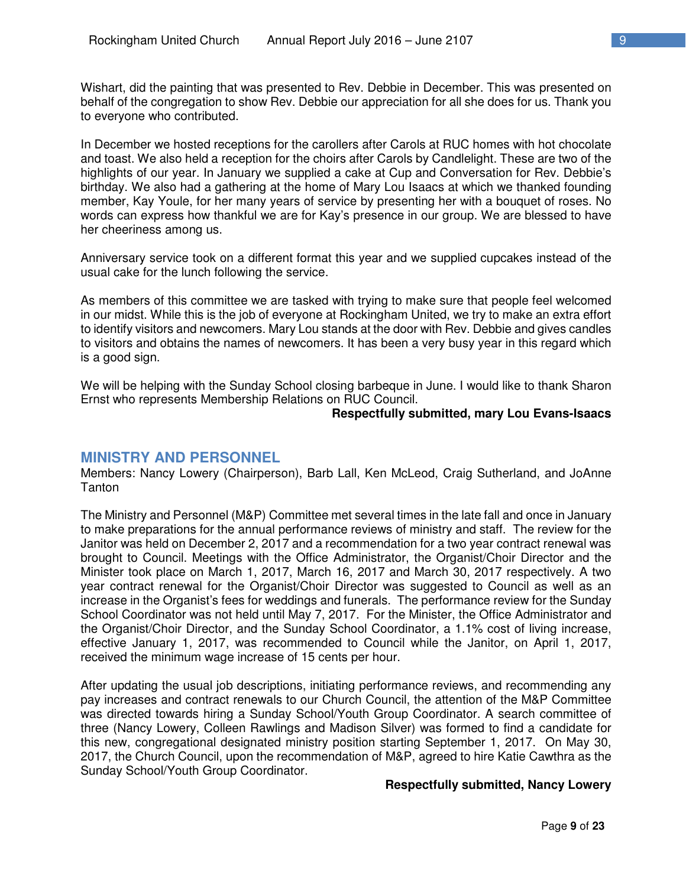Wishart, did the painting that was presented to Rev. Debbie in December. This was presented on behalf of the congregation to show Rev. Debbie our appreciation for all she does for us. Thank you to everyone who contributed.

In December we hosted receptions for the carollers after Carols at RUC homes with hot chocolate and toast. We also held a reception for the choirs after Carols by Candlelight. These are two of the highlights of our year. In January we supplied a cake at Cup and Conversation for Rev. Debbie's birthday. We also had a gathering at the home of Mary Lou Isaacs at which we thanked founding member, Kay Youle, for her many years of service by presenting her with a bouquet of roses. No words can express how thankful we are for Kay's presence in our group. We are blessed to have her cheeriness among us.

Anniversary service took on a different format this year and we supplied cupcakes instead of the usual cake for the lunch following the service.

As members of this committee we are tasked with trying to make sure that people feel welcomed in our midst. While this is the job of everyone at Rockingham United, we try to make an extra effort to identify visitors and newcomers. Mary Lou stands at the door with Rev. Debbie and gives candles to visitors and obtains the names of newcomers. It has been a very busy year in this regard which is a good sign.

We will be helping with the Sunday School closing barbeque in June. I would like to thank Sharon Ernst who represents Membership Relations on RUC Council.

**Respectfully submitted, mary Lou Evans-Isaacs**

## MINISTRY AND PERSONNEL

Members: Nancy Lowery (Chairperson), Barb Lall, Ken McLeod, Craig Sutherland, and JoAnne Tanton

The Ministry and Personnel (M&P) Committee met several times in the late fall and once in January to make preparations for the annual performance reviews of ministry and staff. The review for the Janitor was held on December 2, 2017 and a recommendation for a two year contract renewal was brought to Council. Meetings with the Office Administrator, the Organist/Choir Director and the Minister took place on March 1, 2017, March 16, 2017 and March 30, 2017 respectively. A two year contract renewal for the Organist/Choir Director was suggested to Council as well as an increase in the Organist's fees for weddings and funerals. The performance review for the Sunday School Coordinator was not held until May 7, 2017. For the Minister, the Office Administrator and the Organist/Choir Director, and the Sunday School Coordinator, a 1.1% cost of living increase, effective January 1, 2017, was recommended to Council while the Janitor, on April 1, 2017, received the minimum wage increase of 15 cents per hour.

After updating the usual job descriptions, initiating performance reviews, and recommending any pay increases and contract renewals to our Church Council, the attention of the M&P Committee was directed towards hiring a Sunday School/Youth Group Coordinator. A search committee of three (Nancy Lowery, Colleen Rawlings and Madison Silver) was formed to find a candidate for this new, congregational designated ministry position starting September 1, 2017. On May 30, 2017, the Church Council, upon the recommendation of M&P, agreed to hire Katie Cawthra as the Sunday School/Youth Group Coordinator.

**Respectfully submitted, Nancy Lowery**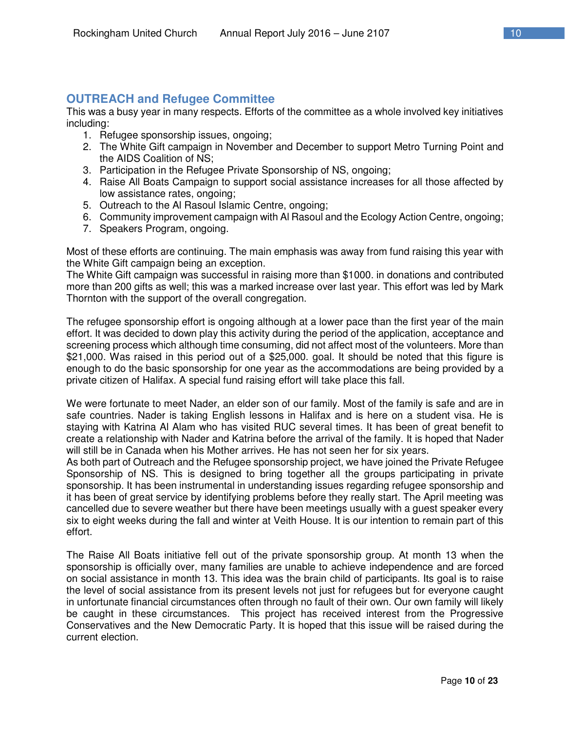## OUTREACH and Refugee Committee

This was a busy year in many respects. Efforts of the committee as a whole involved key initiatives including:

1. Refugee sponsorship issues, ongoing;
2. The White Gift campaign in November and December to support Metro Turning Point and the AIDS Coalition of NS;
3. Participation in the Refugee Private Sponsorship of NS, ongoing;
4. Raise All Boats Campaign to support social assistance increases for all those affected by low assistance rates, ongoing;
5. Outreach to the Al Rasoul Islamic Centre, ongoing;
6. Community improvement campaign with Al Rasoul and the Ecology Action Centre, ongoing;
7. Speakers Program, ongoing.

Most of these efforts are continuing. The main emphasis was away from fund raising this year with the White Gift campaign being an exception.
The White Gift campaign was successful in raising more than $1000. in donations and contributed more than 200 gifts as well; this was a marked increase over last year. This effort was led by Mark Thornton with the support of the overall congregation.

The refugee sponsorship effort is ongoing although at a lower pace than the first year of the main effort. It was decided to down play this activity during the period of the application, acceptance and screening process which although time consuming, did not affect most of the volunteers. More than $21,000. Was raised in this period out of a $25,000. goal. It should be noted that this figure is enough to do the basic sponsorship for one year as the accommodations are being provided by a private citizen of Halifax. A special fund raising effort will take place this fall.

We were fortunate to meet Nader, an elder son of our family. Most of the family is safe and are in safe countries. Nader is taking English lessons in Halifax and is here on a student visa. He is staying with Katrina Al Alam who has visited RUC several times. It has been of great benefit to create a relationship with Nader and Katrina before the arrival of the family. It is hoped that Nader will still be in Canada when his Mother arrives. He has not seen her for six years.
As both part of Outreach and the Refugee sponsorship project, we have joined the Private Refugee Sponsorship of NS. This is designed to bring together all the groups participating in private sponsorship. It has been instrumental in understanding issues regarding refugee sponsorship and it has been of great service by identifying problems before they really start. The April meeting was cancelled due to severe weather but there have been meetings usually with a guest speaker every six to eight weeks during the fall and winter at Veith House. It is our intention to remain part of this effort.

The Raise All Boats initiative fell out of the private sponsorship group. At month 13 when the sponsorship is officially over, many families are unable to achieve independence and are forced on social assistance in month 13. This idea was the brain child of participants. Its goal is to raise the level of social assistance from its present levels not just for refugees but for everyone caught in unfortunate financial circumstances often through no fault of their own. Our own family will likely be caught in these circumstances. This project has received interest from the Progressive Conservatives and the New Democratic Party. It is hoped that this issue will be raised during the current election.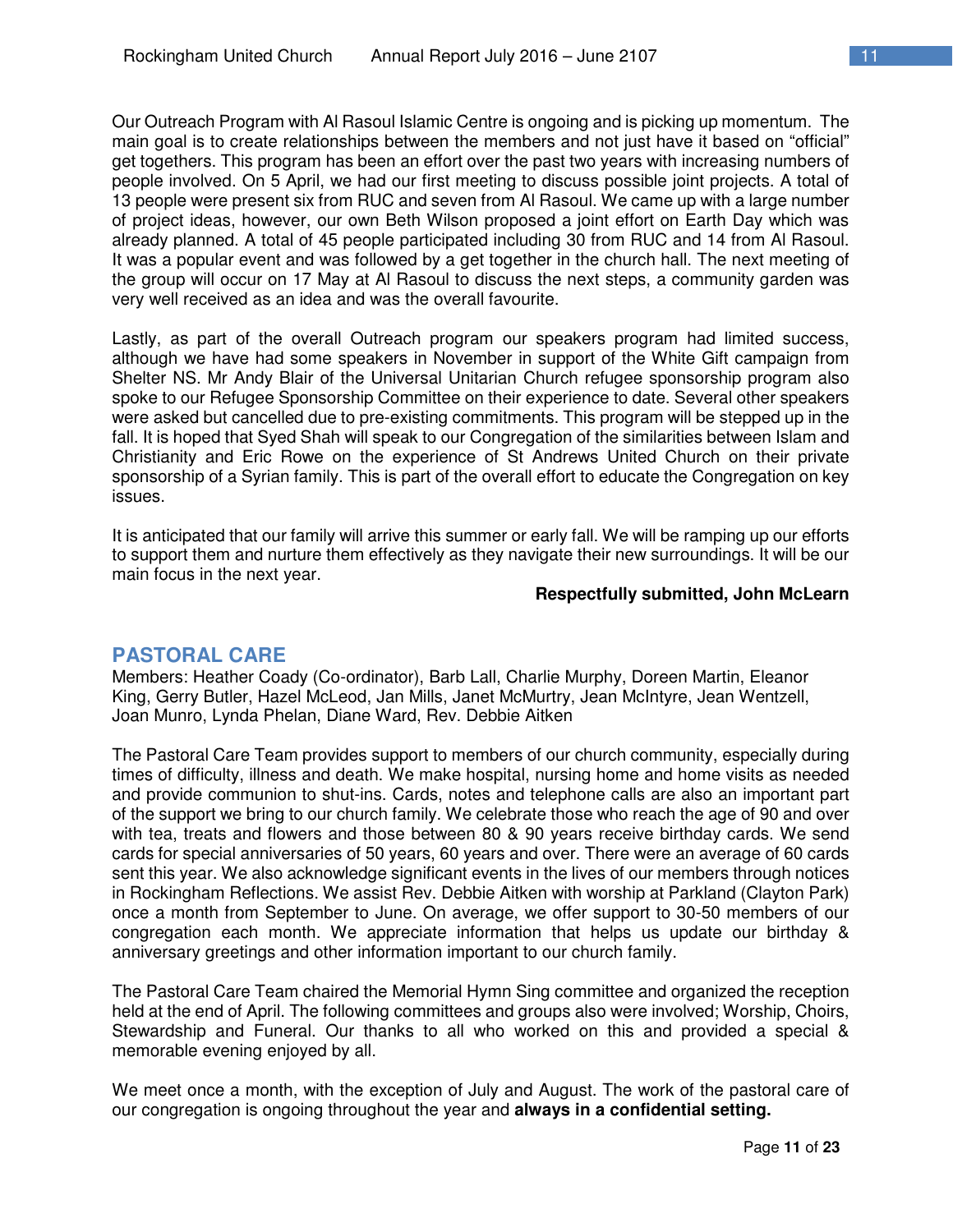Our Outreach Program with Al Rasoul Islamic Centre is ongoing and is picking up momentum. The main goal is to create relationships between the members and not just have it based on "official" get togethers. This program has been an effort over the past two years with increasing numbers of people involved. On 5 April, we had our first meeting to discuss possible joint projects. A total of 13 people were present six from RUC and seven from Al Rasoul. We came up with a large number of project ideas, however, our own Beth Wilson proposed a joint effort on Earth Day which was already planned. A total of 45 people participated including 30 from RUC and 14 from Al Rasoul. It was a popular event and was followed by a get together in the church hall. The next meeting of the group will occur on 17 May at Al Rasoul to discuss the next steps, a community garden was very well received as an idea and was the overall favourite.

Lastly, as part of the overall Outreach program our speakers program had limited success, although we have had some speakers in November in support of the White Gift campaign from Shelter NS. Mr Andy Blair of the Universal Unitarian Church refugee sponsorship program also spoke to our Refugee Sponsorship Committee on their experience to date. Several other speakers were asked but cancelled due to pre-existing commitments. This program will be stepped up in the fall. It is hoped that Syed Shah will speak to our Congregation of the similarities between Islam and Christianity and Eric Rowe on the experience of St Andrews United Church on their private sponsorship of a Syrian family. This is part of the overall effort to educate the Congregation on key issues.

It is anticipated that our family will arrive this summer or early fall. We will be ramping up our efforts to support them and nurture them effectively as they navigate their new surroundings. It will be our main focus in the next year.

**Respectfully submitted, John McLearn**

## PASTORAL CARE

Members: Heather Coady (Co-ordinator), Barb Lall, Charlie Murphy, Doreen Martin, Eleanor King, Gerry Butler, Hazel McLeod, Jan Mills, Janet McMurtry, Jean McIntyre, Jean Wentzell, Joan Munro, Lynda Phelan, Diane Ward, Rev. Debbie Aitken

The Pastoral Care Team provides support to members of our church community, especially during times of difficulty, illness and death. We make hospital, nursing home and home visits as needed and provide communion to shut-ins. Cards, notes and telephone calls are also an important part of the support we bring to our church family. We celebrate those who reach the age of 90 and over with tea, treats and flowers and those between 80 & 90 years receive birthday cards. We send cards for special anniversaries of 50 years, 60 years and over. There were an average of 60 cards sent this year. We also acknowledge significant events in the lives of our members through notices in Rockingham Reflections. We assist Rev. Debbie Aitken with worship at Parkland (Clayton Park) once a month from September to June. On average, we offer support to 30-50 members of our congregation each month. We appreciate information that helps us update our birthday & anniversary greetings and other information important to our church family.

The Pastoral Care Team chaired the Memorial Hymn Sing committee and organized the reception held at the end of April. The following committees and groups also were involved; Worship, Choirs, Stewardship and Funeral. Our thanks to all who worked on this and provided a special & memorable evening enjoyed by all.

We meet once a month, with the exception of July and August. The work of the pastoral care of our congregation is ongoing throughout the year and **always in a confidential setting.**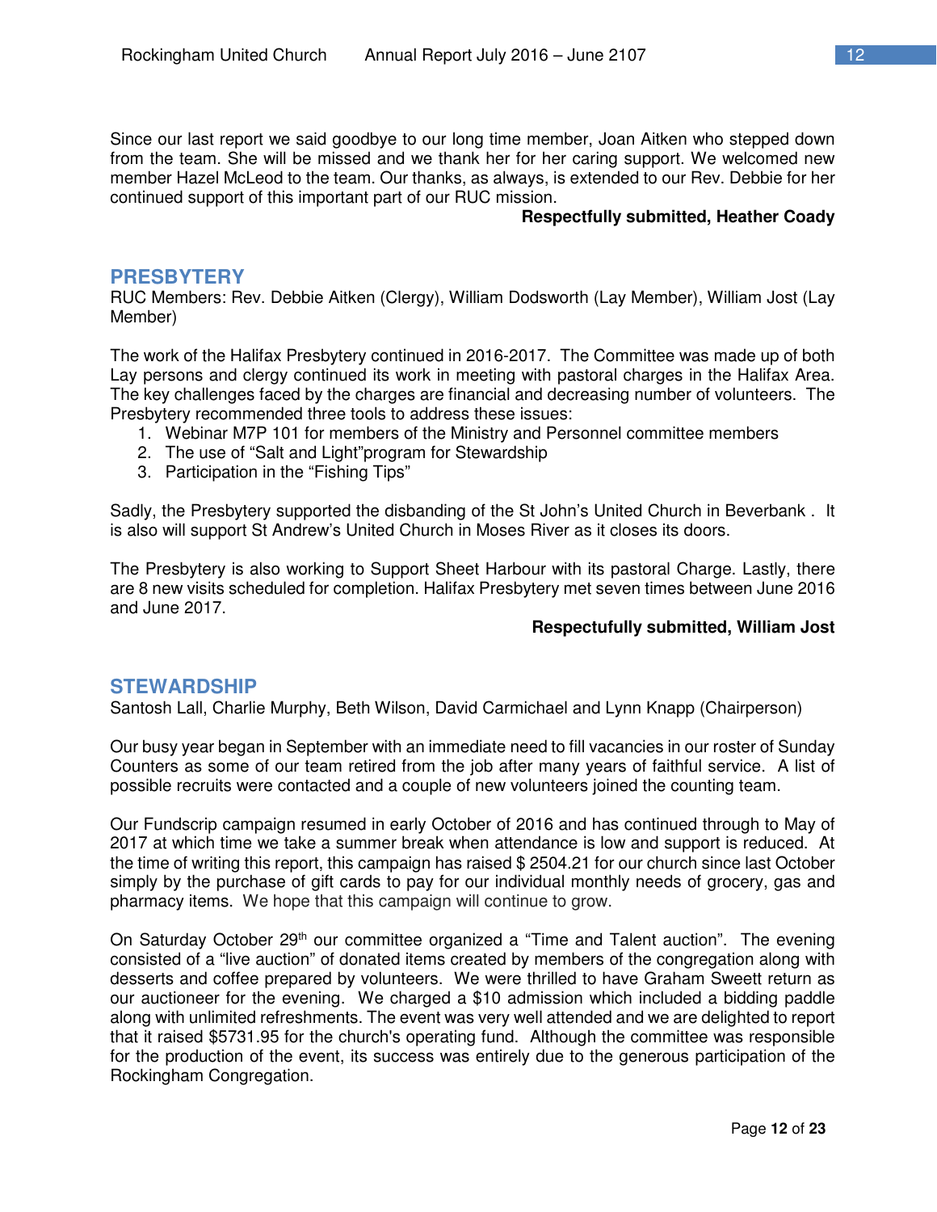Since our last report we said goodbye to our long time member, Joan Aitken who stepped down from the team. She will be missed and we thank her for her caring support. We welcomed new member Hazel McLeod to the team. Our thanks, as always, is extended to our Rev. Debbie for her continued support of this important part of our RUC mission.

**Respectfully submitted, Heather Coady**

## PRESBYTERY

RUC Members: Rev. Debbie Aitken (Clergy), William Dodsworth (Lay Member), William Jost (Lay Member)

The work of the Halifax Presbytery continued in 2016-2017. The Committee was made up of both Lay persons and clergy continued its work in meeting with pastoral charges in the Halifax Area. The key challenges faced by the charges are financial and decreasing number of volunteers. The Presbytery recommended three tools to address these issues:

1. Webinar M7P 101 for members of the Ministry and Personnel committee members
2. The use of "Salt and Light"program for Stewardship
3. Participation in the "Fishing Tips"

Sadly, the Presbytery supported the disbanding of the St John's United Church in Beverbank . It is also will support St Andrew's United Church in Moses River as it closes its doors.

The Presbytery is also working to Support Sheet Harbour with its pastoral Charge. Lastly, there are 8 new visits scheduled for completion. Halifax Presbytery met seven times between June 2016 and June 2017.

**Respectfully submitted, William Jost**

## STEWARDSHIP

Santosh Lall, Charlie Murphy, Beth Wilson, David Carmichael and Lynn Knapp (Chairperson)

Our busy year began in September with an immediate need to fill vacancies in our roster of Sunday Counters as some of our team retired from the job after many years of faithful service. A list of possible recruits were contacted and a couple of new volunteers joined the counting team.

Our Fundscrip campaign resumed in early October of 2016 and has continued through to May of 2017 at which time we take a summer break when attendance is low and support is reduced. At the time of writing this report, this campaign has raised $ 2504.21 for our church since last October simply by the purchase of gift cards to pay for our individual monthly needs of grocery, gas and pharmacy items. We hope that this campaign will continue to grow.

On Saturday October 29th our committee organized a "Time and Talent auction". The evening consisted of a "live auction" of donated items created by members of the congregation along with desserts and coffee prepared by volunteers. We were thrilled to have Graham Sweett return as our auctioneer for the evening. We charged a $10 admission which included a bidding paddle along with unlimited refreshments. The event was very well attended and we are delighted to report that it raised $5731.95 for the church's operating fund. Although the committee was responsible for the production of the event, its success was entirely due to the generous participation of the Rockingham Congregation.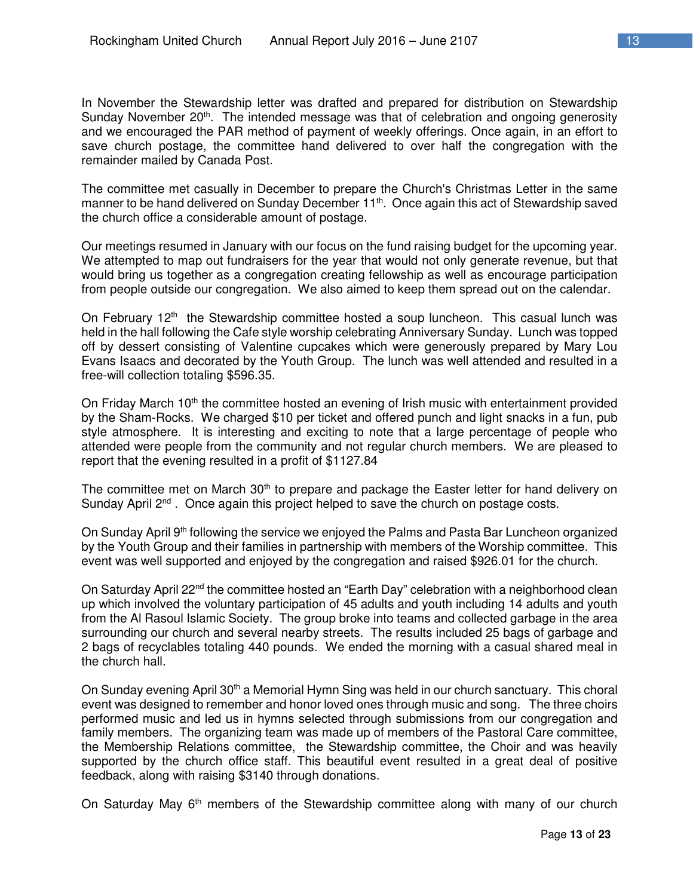In November the Stewardship letter was drafted and prepared for distribution on Stewardship Sunday November 20th. The intended message was that of celebration and ongoing generosity and we encouraged the PAR method of payment of weekly offerings. Once again, in an effort to save church postage, the committee hand delivered to over half the congregation with the remainder mailed by Canada Post.

The committee met casually in December to prepare the Church's Christmas Letter in the same manner to be hand delivered on Sunday December 11th. Once again this act of Stewardship saved the church office a considerable amount of postage.

Our meetings resumed in January with our focus on the fund raising budget for the upcoming year. We attempted to map out fundraisers for the year that would not only generate revenue, but that would bring us together as a congregation creating fellowship as well as encourage participation from people outside our congregation. We also aimed to keep them spread out on the calendar.

On February 12th the Stewardship committee hosted a soup luncheon. This casual lunch was held in the hall following the Cafe style worship celebrating Anniversary Sunday. Lunch was topped off by dessert consisting of Valentine cupcakes which were generously prepared by Mary Lou Evans Isaacs and decorated by the Youth Group. The lunch was well attended and resulted in a free-will collection totaling $596.35.

On Friday March 10th the committee hosted an evening of Irish music with entertainment provided by the Sham-Rocks. We charged $10 per ticket and offered punch and light snacks in a fun, pub style atmosphere. It is interesting and exciting to note that a large percentage of people who attended were people from the community and not regular church members. We are pleased to report that the evening resulted in a profit of $1127.84

The committee met on March 30th to prepare and package the Easter letter for hand delivery on Sunday April 2nd . Once again this project helped to save the church on postage costs.

On Sunday April 9th following the service we enjoyed the Palms and Pasta Bar Luncheon organized by the Youth Group and their families in partnership with members of the Worship committee. This event was well supported and enjoyed by the congregation and raised $926.01 for the church.

On Saturday April 22nd the committee hosted an "Earth Day" celebration with a neighborhood clean up which involved the voluntary participation of 45 adults and youth including 14 adults and youth from the Al Rasoul Islamic Society. The group broke into teams and collected garbage in the area surrounding our church and several nearby streets. The results included 25 bags of garbage and 2 bags of recyclables totaling 440 pounds. We ended the morning with a casual shared meal in the church hall.

On Sunday evening April 30th a Memorial Hymn Sing was held in our church sanctuary. This choral event was designed to remember and honor loved ones through music and song. The three choirs performed music and led us in hymns selected through submissions from our congregation and family members. The organizing team was made up of members of the Pastoral Care committee, the Membership Relations committee, the Stewardship committee, the Choir and was heavily supported by the church office staff. This beautiful event resulted in a great deal of positive feedback, along with raising $3140 through donations.

On Saturday May 6th members of the Stewardship committee along with many of our church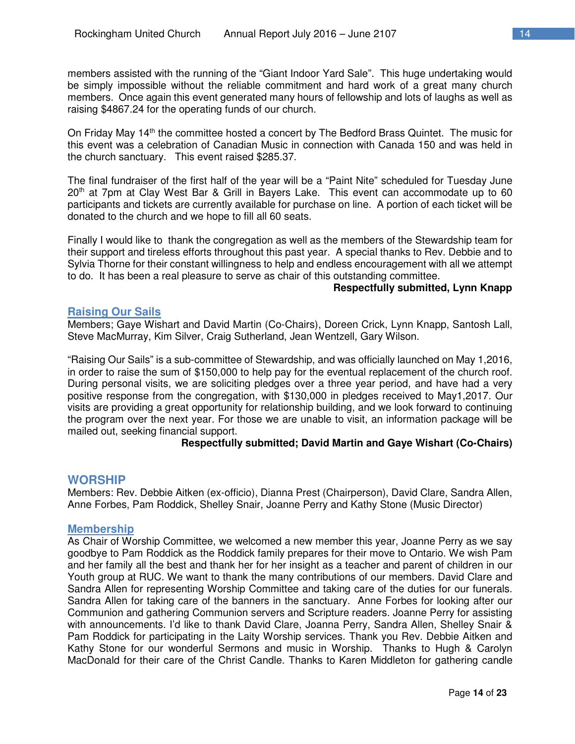members assisted with the running of the "Giant Indoor Yard Sale". This huge undertaking would be simply impossible without the reliable commitment and hard work of a great many church members. Once again this event generated many hours of fellowship and lots of laughs as well as raising $4867.24 for the operating funds of our church.

On Friday May 14th the committee hosted a concert by The Bedford Brass Quintet. The music for this event was a celebration of Canadian Music in connection with Canada 150 and was held in the church sanctuary. This event raised $285.37.

The final fundraiser of the first half of the year will be a "Paint Nite" scheduled for Tuesday June 20th at 7pm at Clay West Bar & Grill in Bayers Lake. This event can accommodate up to 60 participants and tickets are currently available for purchase on line. A portion of each ticket will be donated to the church and we hope to fill all 60 seats.

Finally I would like to thank the congregation as well as the members of the Stewardship team for their support and tireless efforts throughout this past year. A special thanks to Rev. Debbie and to Sylvia Thorne for their constant willingness to help and endless encouragement with all we attempt to do. It has been a real pleasure to serve as chair of this outstanding committee.

**Respectfully submitted, Lynn Knapp**

### Raising Our Sails

Members; Gaye Wishart and David Martin (Co-Chairs), Doreen Crick, Lynn Knapp, Santosh Lall, Steve MacMurray, Kim Silver, Craig Sutherland, Jean Wentzell, Gary Wilson.

"Raising Our Sails" is a sub-committee of Stewardship, and was officially launched on May 1,2016, in order to raise the sum of $150,000 to help pay for the eventual replacement of the church roof. During personal visits, we are soliciting pledges over a three year period, and have had a very positive response from the congregation, with $130,000 in pledges received to May1,2017. Our visits are providing a great opportunity for relationship building, and we look forward to continuing the program over the next year. For those we are unable to visit, an information package will be mailed out, seeking financial support.

**Respectfully submitted; David Martin and Gaye Wishart (Co-Chairs)**

## WORSHIP

Members: Rev. Debbie Aitken (ex-officio), Dianna Prest (Chairperson), David Clare, Sandra Allen, Anne Forbes, Pam Roddick, Shelley Snair, Joanne Perry and Kathy Stone (Music Director)

### Membership

As Chair of Worship Committee, we welcomed a new member this year, Joanne Perry as we say goodbye to Pam Roddick as the Roddick family prepares for their move to Ontario. We wish Pam and her family all the best and thank her for her insight as a teacher and parent of children in our Youth group at RUC. We want to thank the many contributions of our members. David Clare and Sandra Allen for representing Worship Committee and taking care of the duties for our funerals. Sandra Allen for taking care of the banners in the sanctuary. Anne Forbes for looking after our Communion and gathering Communion servers and Scripture readers. Joanne Perry for assisting with announcements. I'd like to thank David Clare, Joanna Perry, Sandra Allen, Shelley Snair & Pam Roddick for participating in the Laity Worship services. Thank you Rev. Debbie Aitken and Kathy Stone for our wonderful Sermons and music in Worship. Thanks to Hugh & Carolyn MacDonald for their care of the Christ Candle. Thanks to Karen Middleton for gathering candle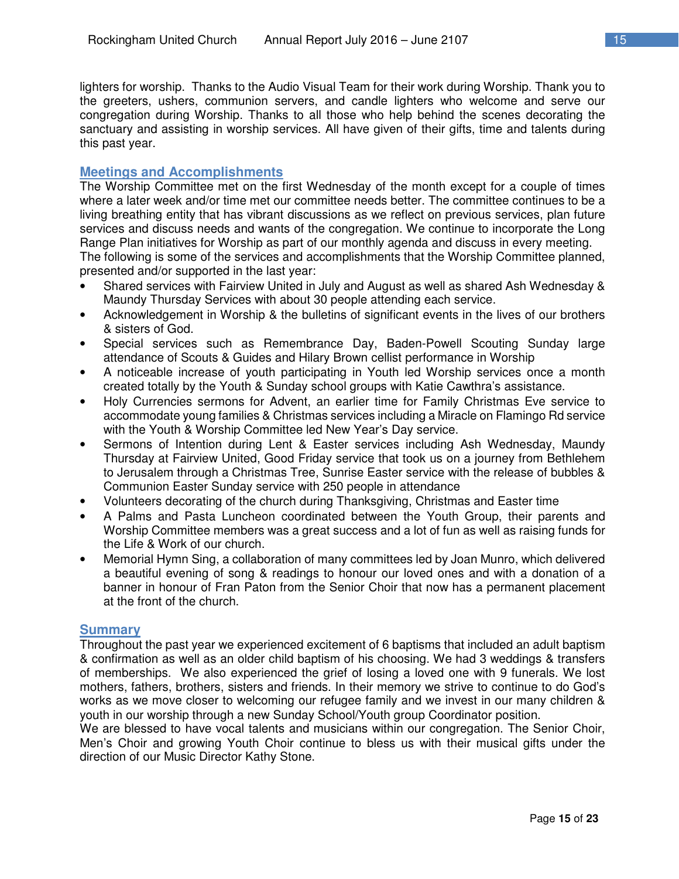lighters for worship. Thanks to the Audio Visual Team for their work during Worship. Thank you to the greeters, ushers, communion servers, and candle lighters who welcome and serve our congregation during Worship. Thanks to all those who help behind the scenes decorating the sanctuary and assisting in worship services. All have given of their gifts, time and talents during this past year.

## Meetings and Accomplishments

The Worship Committee met on the first Wednesday of the month except for a couple of times where a later week and/or time met our committee needs better. The committee continues to be a living breathing entity that has vibrant discussions as we reflect on previous services, plan future services and discuss needs and wants of the congregation. We continue to incorporate the Long Range Plan initiatives for Worship as part of our monthly agenda and discuss in every meeting.
The following is some of the services and accomplishments that the Worship Committee planned, presented and/or supported in the last year:

- Shared services with Fairview United in July and August as well as shared Ash Wednesday & Maundy Thursday Services with about 30 people attending each service.
- Acknowledgement in Worship & the bulletins of significant events in the lives of our brothers & sisters of God.
- Special services such as Remembrance Day, Baden-Powell Scouting Sunday large attendance of Scouts & Guides and Hilary Brown cellist performance in Worship
- A noticeable increase of youth participating in Youth led Worship services once a month created totally by the Youth & Sunday school groups with Katie Cawthra's assistance.
- Holy Currencies sermons for Advent, an earlier time for Family Christmas Eve service to accommodate young families & Christmas services including a Miracle on Flamingo Rd service with the Youth & Worship Committee led New Year's Day service.
- Sermons of Intention during Lent & Easter services including Ash Wednesday, Maundy Thursday at Fairview United, Good Friday service that took us on a journey from Bethlehem to Jerusalem through a Christmas Tree, Sunrise Easter service with the release of bubbles & Communion Easter Sunday service with 250 people in attendance
- Volunteers decorating of the church during Thanksgiving, Christmas and Easter time
- A Palms and Pasta Luncheon coordinated between the Youth Group, their parents and Worship Committee members was a great success and a lot of fun as well as raising funds for the Life & Work of our church.
- Memorial Hymn Sing, a collaboration of many committees led by Joan Munro, which delivered a beautiful evening of song & readings to honour our loved ones and with a donation of a banner in honour of Fran Paton from the Senior Choir that now has a permanent placement at the front of the church.

## Summary

Throughout the past year we experienced excitement of 6 baptisms that included an adult baptism & confirmation as well as an older child baptism of his choosing. We had 3 weddings & transfers of memberships. We also experienced the grief of losing a loved one with 9 funerals. We lost mothers, fathers, brothers, sisters and friends. In their memory we strive to continue to do God's works as we move closer to welcoming our refugee family and we invest in our many children & youth in our worship through a new Sunday School/Youth group Coordinator position.
We are blessed to have vocal talents and musicians within our congregation. The Senior Choir, Men's Choir and growing Youth Choir continue to bless us with their musical gifts under the direction of our Music Director Kathy Stone.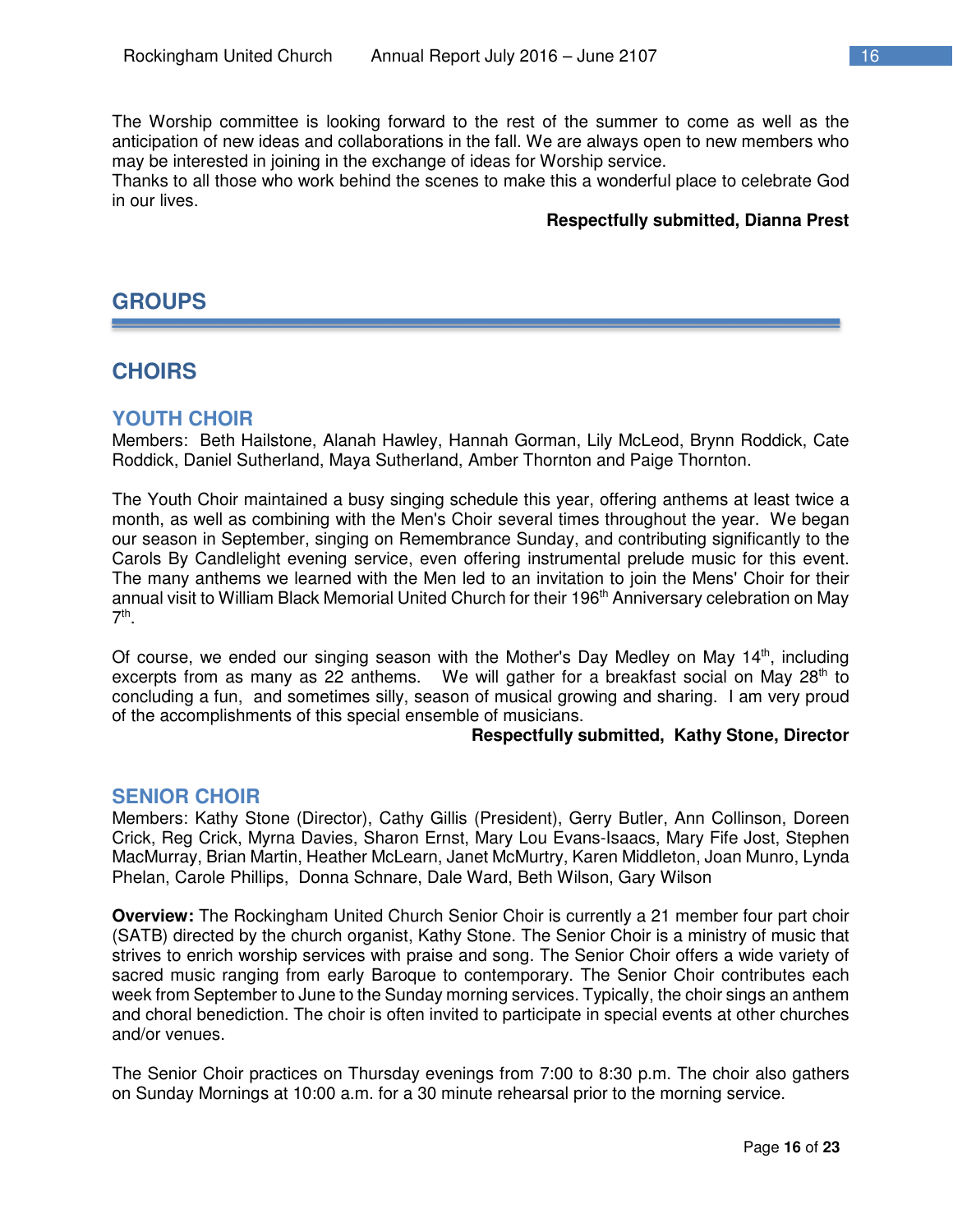The Worship committee is looking forward to the rest of the summer to come as well as the anticipation of new ideas and collaborations in the fall. We are always open to new members who may be interested in joining in the exchange of ideas for Worship service.
Thanks to all those who work behind the scenes to make this a wonderful place to celebrate God in our lives.

**Respectfully submitted, Dianna Prest**

# GROUPS

## CHOIRS

### YOUTH CHOIR

Members: Beth Hailstone, Alanah Hawley, Hannah Gorman, Lily McLeod, Brynn Roddick, Cate Roddick, Daniel Sutherland, Maya Sutherland, Amber Thornton and Paige Thornton.

The Youth Choir maintained a busy singing schedule this year, offering anthems at least twice a month, as well as combining with the Men's Choir several times throughout the year. We began our season in September, singing on Remembrance Sunday, and contributing significantly to the Carols By Candlelight evening service, even offering instrumental prelude music for this event. The many anthems we learned with the Men led to an invitation to join the Mens' Choir for their annual visit to William Black Memorial United Church for their 196th Anniversary celebration on May 7th.

Of course, we ended our singing season with the Mother's Day Medley on May 14th, including excerpts from as many as 22 anthems. We will gather for a breakfast social on May 28th to concluding a fun, and sometimes silly, season of musical growing and sharing. I am very proud of the accomplishments of this special ensemble of musicians.

**Respectfully submitted, Kathy Stone, Director**

### SENIOR CHOIR

Members: Kathy Stone (Director), Cathy Gillis (President), Gerry Butler, Ann Collinson, Doreen Crick, Reg Crick, Myrna Davies, Sharon Ernst, Mary Lou Evans-Isaacs, Mary Fife Jost, Stephen MacMurray, Brian Martin, Heather McLearn, Janet McMurtry, Karen Middleton, Joan Munro, Lynda Phelan, Carole Phillips, Donna Schnare, Dale Ward, Beth Wilson, Gary Wilson

**Overview:** The Rockingham United Church Senior Choir is currently a 21 member four part choir (SATB) directed by the church organist, Kathy Stone. The Senior Choir is a ministry of music that strives to enrich worship services with praise and song. The Senior Choir offers a wide variety of sacred music ranging from early Baroque to contemporary. The Senior Choir contributes each week from September to June to the Sunday morning services. Typically, the choir sings an anthem and choral benediction. The choir is often invited to participate in special events at other churches and/or venues.

The Senior Choir practices on Thursday evenings from 7:00 to 8:30 p.m. The choir also gathers on Sunday Mornings at 10:00 a.m. for a 30 minute rehearsal prior to the morning service.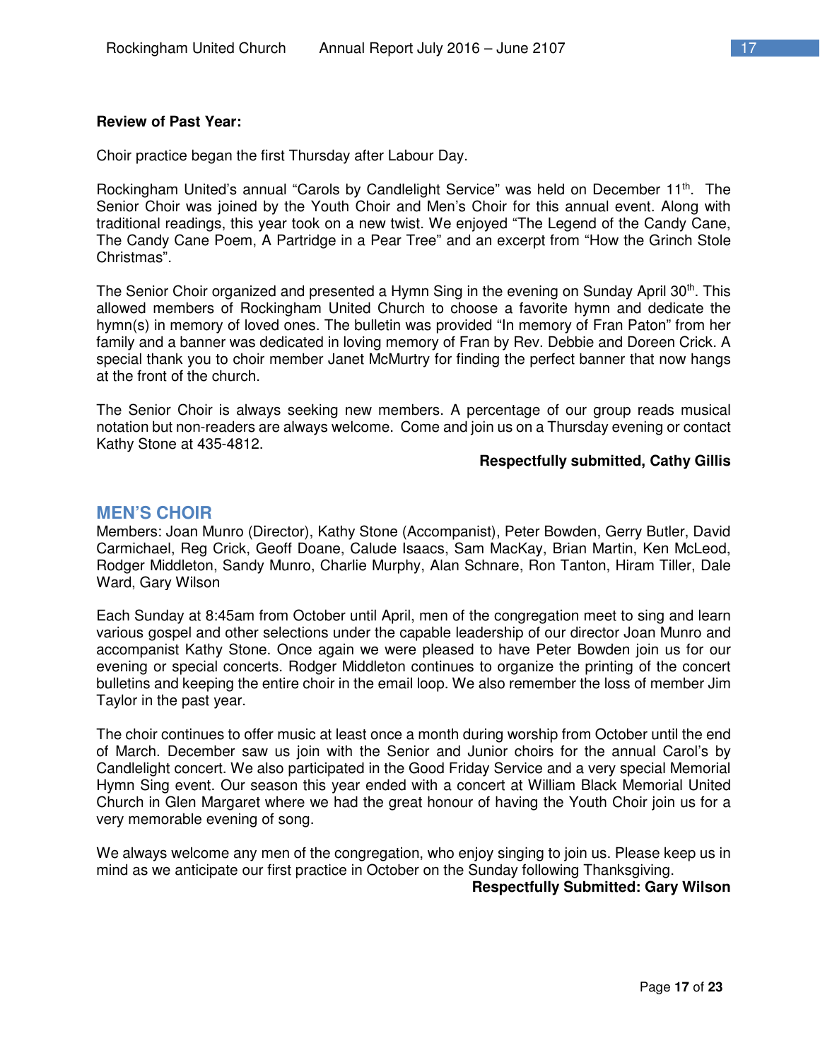**Review of Past Year:**

Choir practice began the first Thursday after Labour Day.

Rockingham United's annual "Carols by Candlelight Service" was held on December 11th. The Senior Choir was joined by the Youth Choir and Men's Choir for this annual event. Along with traditional readings, this year took on a new twist. We enjoyed "The Legend of the Candy Cane, The Candy Cane Poem, A Partridge in a Pear Tree" and an excerpt from "How the Grinch Stole Christmas".

The Senior Choir organized and presented a Hymn Sing in the evening on Sunday April 30th. This allowed members of Rockingham United Church to choose a favorite hymn and dedicate the hymn(s) in memory of loved ones. The bulletin was provided "In memory of Fran Paton" from her family and a banner was dedicated in loving memory of Fran by Rev. Debbie and Doreen Crick. A special thank you to choir member Janet McMurtry for finding the perfect banner that now hangs at the front of the church.

The Senior Choir is always seeking new members. A percentage of our group reads musical notation but non-readers are always welcome. Come and join us on a Thursday evening or contact Kathy Stone at 435-4812.

**Respectfully submitted, Cathy Gillis**

## MEN'S CHOIR

Members: Joan Munro (Director), Kathy Stone (Accompanist), Peter Bowden, Gerry Butler, David Carmichael, Reg Crick, Geoff Doane, Calude Isaacs, Sam MacKay, Brian Martin, Ken McLeod, Rodger Middleton, Sandy Munro, Charlie Murphy, Alan Schnare, Ron Tanton, Hiram Tiller, Dale Ward, Gary Wilson

Each Sunday at 8:45am from October until April, men of the congregation meet to sing and learn various gospel and other selections under the capable leadership of our director Joan Munro and accompanist Kathy Stone. Once again we were pleased to have Peter Bowden join us for our evening or special concerts. Rodger Middleton continues to organize the printing of the concert bulletins and keeping the entire choir in the email loop. We also remember the loss of member Jim Taylor in the past year.

The choir continues to offer music at least once a month during worship from October until the end of March. December saw us join with the Senior and Junior choirs for the annual Carol's by Candlelight concert. We also participated in the Good Friday Service and a very special Memorial Hymn Sing event. Our season this year ended with a concert at William Black Memorial United Church in Glen Margaret where we had the great honour of having the Youth Choir join us for a very memorable evening of song.

We always welcome any men of the congregation, who enjoy singing to join us. Please keep us in mind as we anticipate our first practice in October on the Sunday following Thanksgiving.

**Respectfully Submitted: Gary Wilson**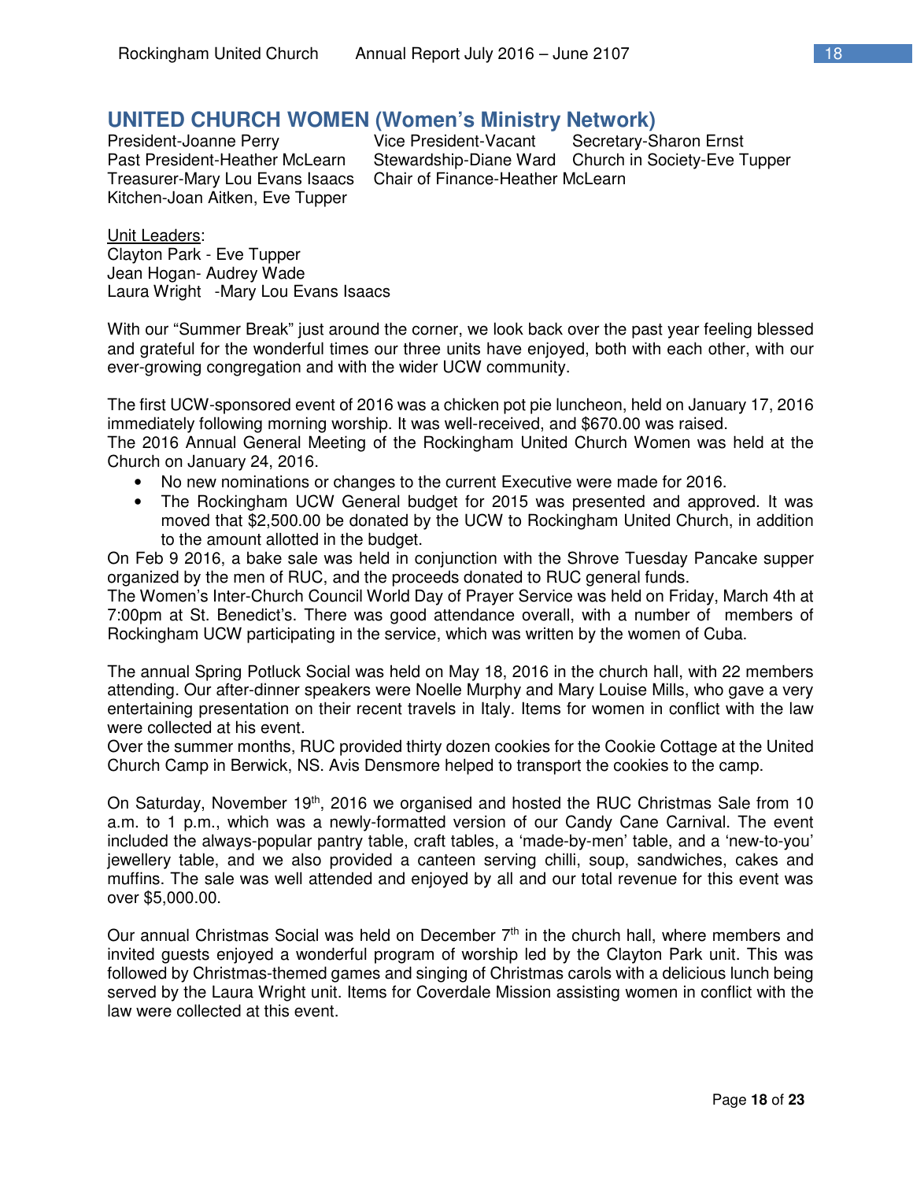## UNITED CHURCH WOMEN (Women's Ministry Network)

President-Joanne Perry
Vice President-Vacant
Secretary-Sharon Ernst
Past President-Heather McLearn
Stewardship-Diane Ward
Church in Society-Eve Tupper
Treasurer-Mary Lou Evans Isaacs
Chair of Finance-Heather McLearn
Kitchen-Joan Aitken, Eve Tupper

Unit Leaders:
Clayton Park - Eve Tupper
Jean Hogan- Audrey Wade
Laura Wright -Mary Lou Evans Isaacs

With our "Summer Break" just around the corner, we look back over the past year feeling blessed and grateful for the wonderful times our three units have enjoyed, both with each other, with our ever-growing congregation and with the wider UCW community.

The first UCW-sponsored event of 2016 was a chicken pot pie luncheon, held on January 17, 2016 immediately following morning worship. It was well-received, and $670.00 was raised.
The 2016 Annual General Meeting of the Rockingham United Church Women was held at the Church on January 24, 2016.

- No new nominations or changes to the current Executive were made for 2016.
- The Rockingham UCW General budget for 2015 was presented and approved. It was moved that $2,500.00 be donated by the UCW to Rockingham United Church, in addition to the amount allotted in the budget.

On Feb 9 2016, a bake sale was held in conjunction with the Shrove Tuesday Pancake supper organized by the men of RUC, and the proceeds donated to RUC general funds.
The Women's Inter-Church Council World Day of Prayer Service was held on Friday, March 4th at 7:00pm at St. Benedict's. There was good attendance overall, with a number of members of Rockingham UCW participating in the service, which was written by the women of Cuba.

The annual Spring Potluck Social was held on May 18, 2016 in the church hall, with 22 members attending. Our after-dinner speakers were Noelle Murphy and Mary Louise Mills, who gave a very entertaining presentation on their recent travels in Italy. Items for women in conflict with the law were collected at his event.
Over the summer months, RUC provided thirty dozen cookies for the Cookie Cottage at the United Church Camp in Berwick, NS. Avis Densmore helped to transport the cookies to the camp.

On Saturday, November 19th, 2016 we organised and hosted the RUC Christmas Sale from 10 a.m. to 1 p.m., which was a newly-formatted version of our Candy Cane Carnival. The event included the always-popular pantry table, craft tables, a 'made-by-men' table, and a 'new-to-you' jewellery table, and we also provided a canteen serving chilli, soup, sandwiches, cakes and muffins. The sale was well attended and enjoyed by all and our total revenue for this event was over $5,000.00.

Our annual Christmas Social was held on December 7th in the church hall, where members and invited guests enjoyed a wonderful program of worship led by the Clayton Park unit. This was followed by Christmas-themed games and singing of Christmas carols with a delicious lunch being served by the Laura Wright unit. Items for Coverdale Mission assisting women in conflict with the law were collected at this event.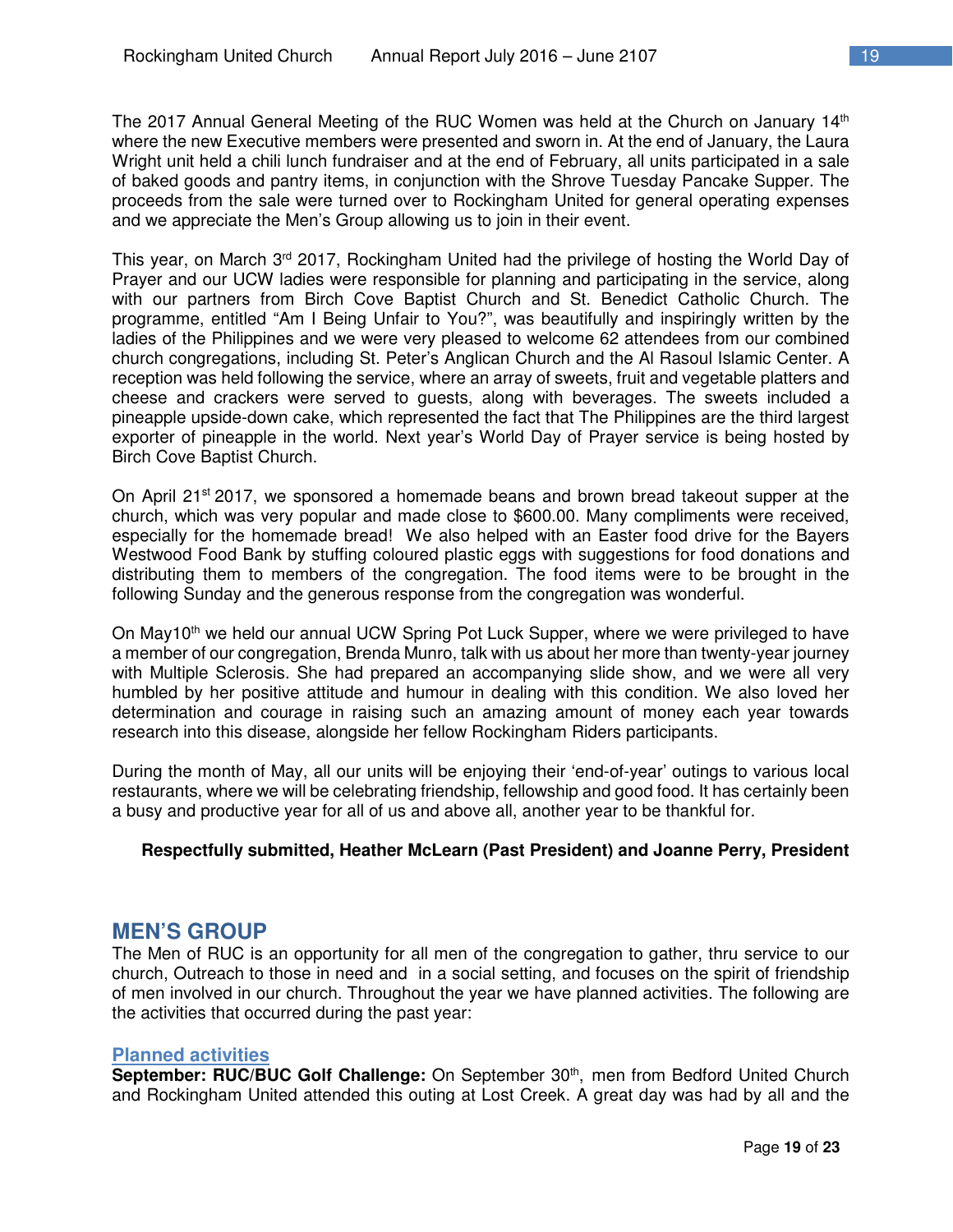The 2017 Annual General Meeting of the RUC Women was held at the Church on January 14th where the new Executive members were presented and sworn in. At the end of January, the Laura Wright unit held a chili lunch fundraiser and at the end of February, all units participated in a sale of baked goods and pantry items, in conjunction with the Shrove Tuesday Pancake Supper. The proceeds from the sale were turned over to Rockingham United for general operating expenses and we appreciate the Men's Group allowing us to join in their event.

This year, on March 3rd 2017, Rockingham United had the privilege of hosting the World Day of Prayer and our UCW ladies were responsible for planning and participating in the service, along with our partners from Birch Cove Baptist Church and St. Benedict Catholic Church. The programme, entitled "Am I Being Unfair to You?", was beautifully and inspiringly written by the ladies of the Philippines and we were very pleased to welcome 62 attendees from our combined church congregations, including St. Peter's Anglican Church and the Al Rasoul Islamic Center. A reception was held following the service, where an array of sweets, fruit and vegetable platters and cheese and crackers were served to guests, along with beverages. The sweets included a pineapple upside-down cake, which represented the fact that The Philippines are the third largest exporter of pineapple in the world. Next year's World Day of Prayer service is being hosted by Birch Cove Baptist Church.

On April 21st 2017, we sponsored a homemade beans and brown bread takeout supper at the church, which was very popular and made close to $600.00. Many compliments were received, especially for the homemade bread! We also helped with an Easter food drive for the Bayers Westwood Food Bank by stuffing coloured plastic eggs with suggestions for food donations and distributing them to members of the congregation. The food items were to be brought in the following Sunday and the generous response from the congregation was wonderful.

On May10th we held our annual UCW Spring Pot Luck Supper, where we were privileged to have a member of our congregation, Brenda Munro, talk with us about her more than twenty-year journey with Multiple Sclerosis. She had prepared an accompanying slide show, and we were all very humbled by her positive attitude and humour in dealing with this condition. We also loved her determination and courage in raising such an amazing amount of money each year towards research into this disease, alongside her fellow Rockingham Riders participants.

During the month of May, all our units will be enjoying their 'end-of-year' outings to various local restaurants, where we will be celebrating friendship, fellowship and good food. It has certainly been a busy and productive year for all of us and above all, another year to be thankful for.

**Respectfully submitted, Heather McLearn (Past President) and Joanne Perry, President**

## MEN'S GROUP

The Men of RUC is an opportunity for all men of the congregation to gather, thru service to our church, Outreach to those in need and in a social setting, and focuses on the spirit of friendship of men involved in our church. Throughout the year we have planned activities. The following are the activities that occurred during the past year:

### Planned activities

**September: RUC/BUC Golf Challenge:** On September 30th, men from Bedford United Church and Rockingham United attended this outing at Lost Creek. A great day was had by all and the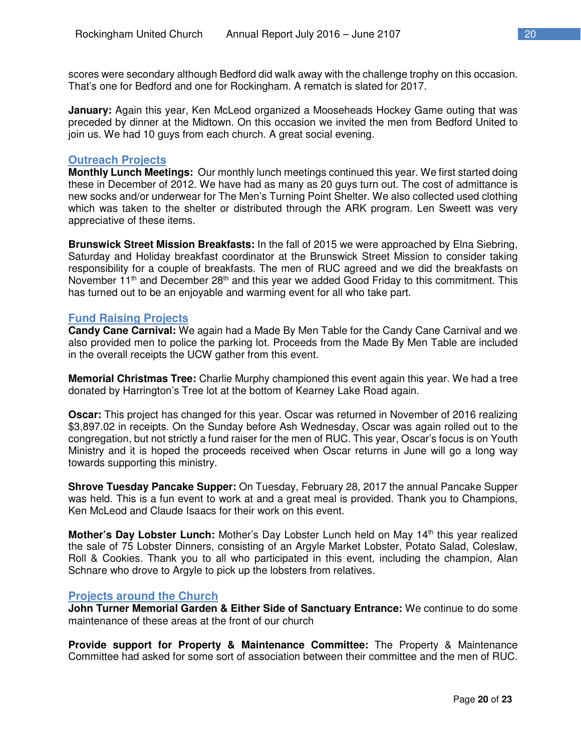scores were secondary although Bedford did walk away with the challenge trophy on this occasion. That's one for Bedford and one for Rockingham. A rematch is slated for 2017.

**January:** Again this year, Ken McLeod organized a Mooseheads Hockey Game outing that was preceded by dinner at the Midtown. On this occasion we invited the men from Bedford United to join us. We had 10 guys from each church. A great social evening.

## Outreach Projects

**Monthly Lunch Meetings:** Our monthly lunch meetings continued this year. We first started doing these in December of 2012. We have had as many as 20 guys turn out. The cost of admittance is new socks and/or underwear for The Men's Turning Point Shelter. We also collected used clothing which was taken to the shelter or distributed through the ARK program. Len Sweett was very appreciative of these items.

**Brunswick Street Mission Breakfasts:** In the fall of 2015 we were approached by Elna Siebring, Saturday and Holiday breakfast coordinator at the Brunswick Street Mission to consider taking responsibility for a couple of breakfasts. The men of RUC agreed and we did the breakfasts on November 11th and December 28th and this year we added Good Friday to this commitment. This has turned out to be an enjoyable and warming event for all who take part.

## Fund Raising Projects

**Candy Cane Carnival:** We again had a Made By Men Table for the Candy Cane Carnival and we also provided men to police the parking lot. Proceeds from the Made By Men Table are included in the overall receipts the UCW gather from this event.

**Memorial Christmas Tree:** Charlie Murphy championed this event again this year. We had a tree donated by Harrington's Tree lot at the bottom of Kearney Lake Road again.

**Oscar:** This project has changed for this year. Oscar was returned in November of 2016 realizing $3,897.02 in receipts. On the Sunday before Ash Wednesday, Oscar was again rolled out to the congregation, but not strictly a fund raiser for the men of RUC. This year, Oscar's focus is on Youth Ministry and it is hoped the proceeds received when Oscar returns in June will go a long way towards supporting this ministry.

**Shrove Tuesday Pancake Supper:** On Tuesday, February 28, 2017 the annual Pancake Supper was held. This is a fun event to work at and a great meal is provided. Thank you to Champions, Ken McLeod and Claude Isaacs for their work on this event.

**Mother's Day Lobster Lunch:** Mother's Day Lobster Lunch held on May 14th this year realized the sale of 75 Lobster Dinners, consisting of an Argyle Market Lobster, Potato Salad, Coleslaw, Roll & Cookies. Thank you to all who participated in this event, including the champion, Alan Schnare who drove to Argyle to pick up the lobsters from relatives.

## Projects around the Church

**John Turner Memorial Garden & Either Side of Sanctuary Entrance:** We continue to do some maintenance of these areas at the front of our church

**Provide support for Property & Maintenance Committee:** The Property & Maintenance Committee had asked for some sort of association between their committee and the men of RUC.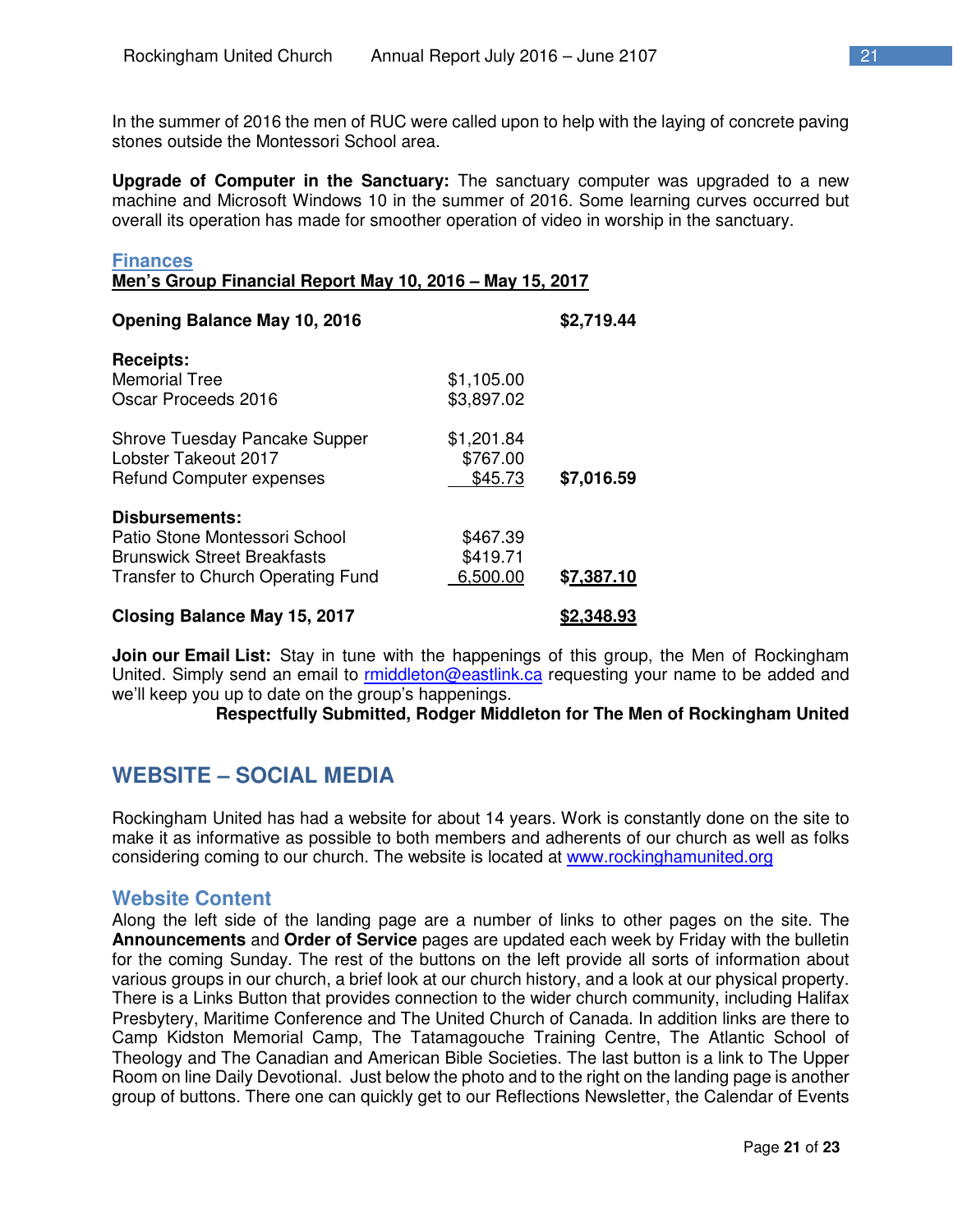In the summer of 2016 the men of RUC were called upon to help with the laying of concrete paving stones outside the Montessori School area.

**Upgrade of Computer in the Sanctuary:** The sanctuary computer was upgraded to a new machine and Microsoft Windows 10 in the summer of 2016. Some learning curves occurred but overall its operation has made for smoother operation of video in worship in the sanctuary.

### Finances

**Men's Group Financial Report May 10, 2016 – May 15, 2017**

| | | |
|---|---|---|
| **Opening Balance May 10, 2016** | | **$2,719.44** |
| **Receipts:** | | |
| Memorial Tree | $1,105.00 | |
| Oscar Proceeds 2016 | $3,897.02 | |
| Shrove Tuesday Pancake Supper | $1,201.84 | |
| Lobster Takeout 2017 | $767.00 | |
| Refund Computer expenses | $45.73 | **$7,016.59** |
| **Disbursements:** | | |
| Patio Stone Montessori School | $467.39 | |
| Brunswick Street Breakfasts | $419.71 | |
| Transfer to Church Operating Fund | 6,500.00 | **$7,387.10** |
| **Closing Balance May 15, 2017** | | **$2,348.93** |

**Join our Email List:** Stay in tune with the happenings of this group, the Men of Rockingham United. Simply send an email to rmiddleton@eastlink.ca requesting your name to be added and we'll keep you up to date on the group's happenings.

**Respectfully Submitted, Rodger Middleton for The Men of Rockingham United**

## WEBSITE – SOCIAL MEDIA

Rockingham United has had a website for about 14 years. Work is constantly done on the site to make it as informative as possible to both members and adherents of our church as well as folks considering coming to our church. The website is located at www.rockinghamunited.org

### Website Content

Along the left side of the landing page are a number of links to other pages on the site. The **Announcements** and **Order of Service** pages are updated each week by Friday with the bulletin for the coming Sunday. The rest of the buttons on the left provide all sorts of information about various groups in our church, a brief look at our church history, and a look at our physical property. There is a Links Button that provides connection to the wider church community, including Halifax Presbytery, Maritime Conference and The United Church of Canada. In addition links are there to Camp Kidston Memorial Camp, The Tatamagouche Training Centre, The Atlantic School of Theology and The Canadian and American Bible Societies. The last button is a link to The Upper Room on line Daily Devotional. Just below the photo and to the right on the landing page is another group of buttons. There one can quickly get to our Reflections Newsletter, the Calendar of Events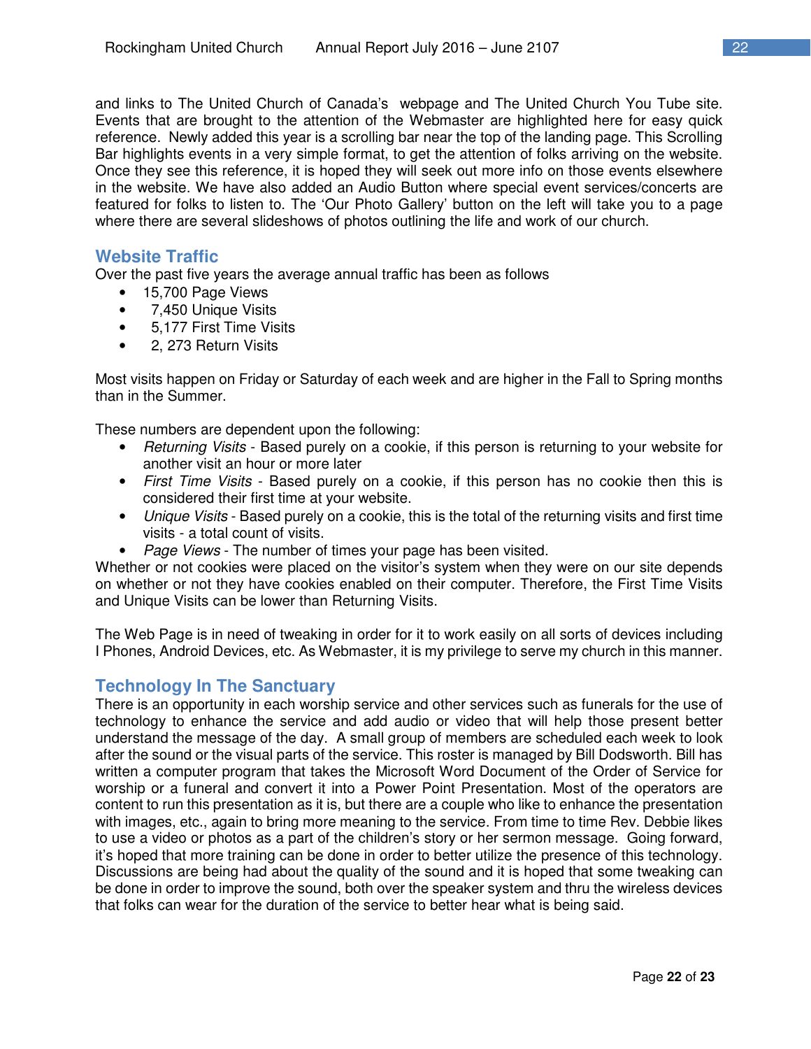and links to The United Church of Canada's webpage and The United Church You Tube site. Events that are brought to the attention of the Webmaster are highlighted here for easy quick reference. Newly added this year is a scrolling bar near the top of the landing page. This Scrolling Bar highlights events in a very simple format, to get the attention of folks arriving on the website. Once they see this reference, it is hoped they will seek out more info on those events elsewhere in the website. We have also added an Audio Button where special event services/concerts are featured for folks to listen to. The 'Our Photo Gallery' button on the left will take you to a page where there are several slideshows of photos outlining the life and work of our church.

## Website Traffic

Over the past five years the average annual traffic has been as follows

- 15,700 Page Views
- 7,450 Unique Visits
- 5,177 First Time Visits
- 2, 273 Return Visits

Most visits happen on Friday or Saturday of each week and are higher in the Fall to Spring months than in the Summer.

These numbers are dependent upon the following:

- *Returning Visits* - Based purely on a cookie, if this person is returning to your website for another visit an hour or more later
- *First Time Visits* - Based purely on a cookie, if this person has no cookie then this is considered their first time at your website.
- *Unique Visits* - Based purely on a cookie, this is the total of the returning visits and first time visits - a total count of visits.
- *Page Views* - The number of times your page has been visited.

Whether or not cookies were placed on the visitor's system when they were on our site depends on whether or not they have cookies enabled on their computer. Therefore, the First Time Visits and Unique Visits can be lower than Returning Visits.

The Web Page is in need of tweaking in order for it to work easily on all sorts of devices including I Phones, Android Devices, etc. As Webmaster, it is my privilege to serve my church in this manner.

## Technology In The Sanctuary

There is an opportunity in each worship service and other services such as funerals for the use of technology to enhance the service and add audio or video that will help those present better understand the message of the day. A small group of members are scheduled each week to look after the sound or the visual parts of the service. This roster is managed by Bill Dodsworth. Bill has written a computer program that takes the Microsoft Word Document of the Order of Service for worship or a funeral and convert it into a Power Point Presentation. Most of the operators are content to run this presentation as it is, but there are a couple who like to enhance the presentation with images, etc., again to bring more meaning to the service. From time to time Rev. Debbie likes to use a video or photos as a part of the children's story or her sermon message. Going forward, it's hoped that more training can be done in order to better utilize the presence of this technology. Discussions are being had about the quality of the sound and it is hoped that some tweaking can be done in order to improve the sound, both over the speaker system and thru the wireless devices that folks can wear for the duration of the service to better hear what is being said.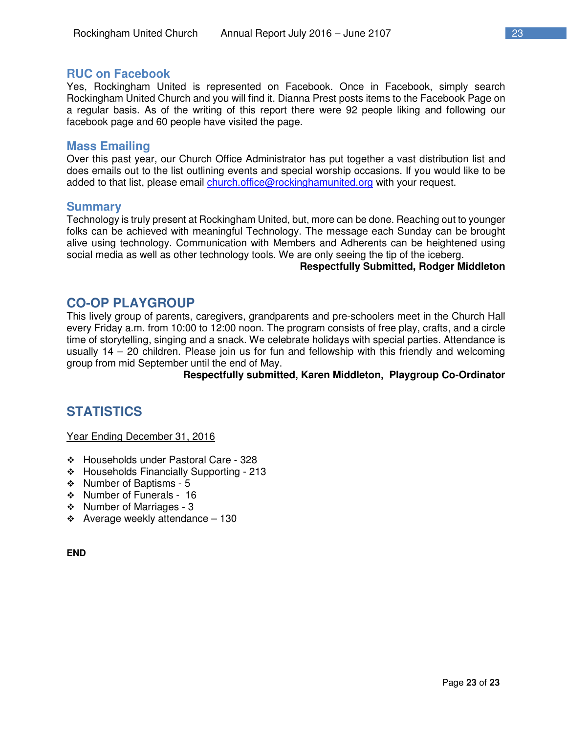## RUC on Facebook

Yes, Rockingham United is represented on Facebook. Once in Facebook, simply search Rockingham United Church and you will find it. Dianna Prest posts items to the Facebook Page on a regular basis. As of the writing of this report there were 92 people liking and following our facebook page and 60 people have visited the page.

## Mass Emailing

Over this past year, our Church Office Administrator has put together a vast distribution list and does emails out to the list outlining events and special worship occasions. If you would like to be added to that list, please email church.office@rockinghamunited.org with your request.

## Summary

Technology is truly present at Rockingham United, but, more can be done. Reaching out to younger folks can be achieved with meaningful Technology. The message each Sunday can be brought alive using technology. Communication with Members and Adherents can be heightened using social media as well as other technology tools. We are only seeing the tip of the iceberg.

**Respectfully Submitted, Rodger Middleton**

# CO-OP PLAYGROUP

This lively group of parents, caregivers, grandparents and pre-schoolers meet in the Church Hall every Friday a.m. from 10:00 to 12:00 noon. The program consists of free play, crafts, and a circle time of storytelling, singing and a snack. We celebrate holidays with special parties. Attendance is usually 14 – 20 children. Please join us for fun and fellowship with this friendly and welcoming group from mid September until the end of May.

**Respectfully submitted, Karen Middleton, Playgroup Co-Ordinator**

# STATISTICS

Year Ending December 31, 2016

- Households under Pastoral Care - 328
- Households Financially Supporting - 213
- Number of Baptisms - 5
- Number of Funerals - 16
- Number of Marriages - 3
- Average weekly attendance – 130

**END**